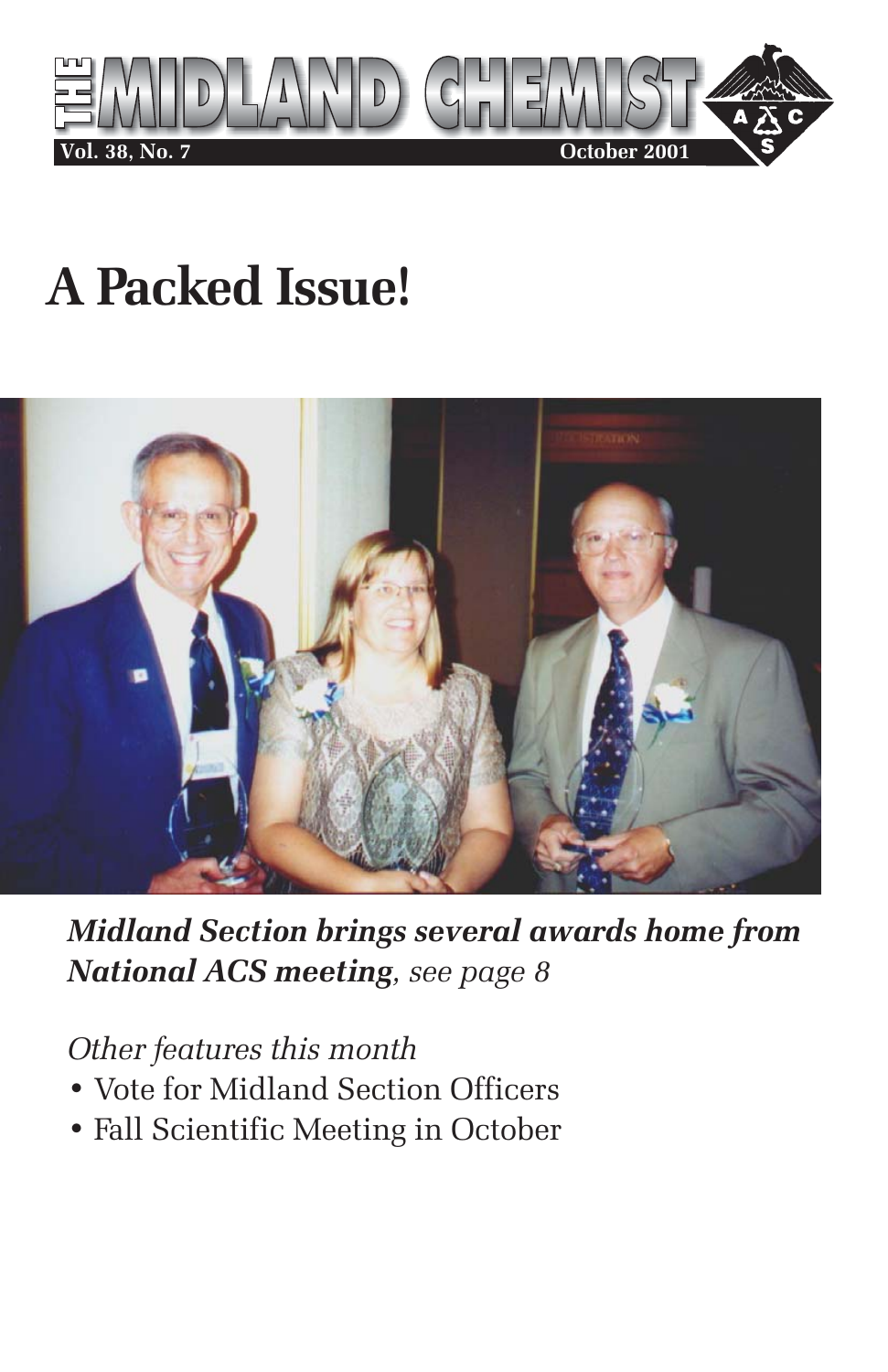# THE MIDLAND CHEMIST

**Vol. 38, No. 7** **October 2001**

# A Packed Issue!

***Midland Section brings several awards home from National ACS meeting**, see page 8*

*Other features this month*

- Vote for Midland Section Officers
- Fall Scientific Meeting in October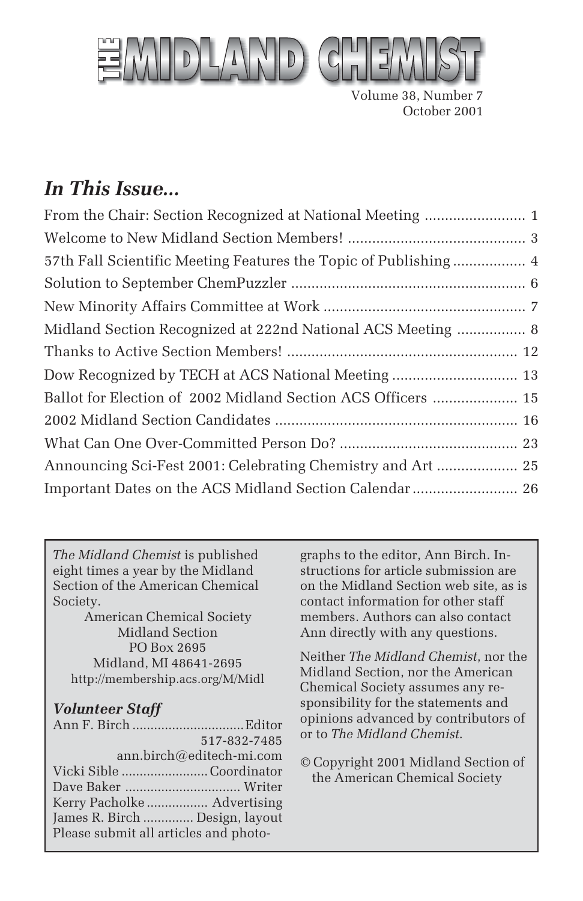# THE MIDLAND CHEMIST

Volume 38, Number 7
October 2001

## *In This Issue...*

From the Chair: Section Recognized at National Meeting ........................ 1
Welcome to New Midland Section Members! ........................................... 3
57th Fall Scientific Meeting Features the Topic of Publishing ................. 4
Solution to September ChemPuzzler ......................................................... 6
New Minority Affairs Committee at Work ................................................. 7
Midland Section Recognized at 222nd National ACS Meeting ................ 8
Thanks to Active Section Members! ........................................................ 12
Dow Recognized by TECH at ACS National Meeting .............................. 13
Ballot for Election of 2002 Midland Section ACS Officers .................... 15
2002 Midland Section Candidates ........................................................... 16
What Can One Over-Committed Person Do? ........................................... 23
Announcing Sci-Fest 2001: Celebrating Chemistry and Art ................... 25
Important Dates on the ACS Midland Section Calendar ......................... 26

*The Midland Chemist* is published eight times a year by the Midland Section of the American Chemical Society.

American Chemical Society
Midland Section
PO Box 2695
Midland, MI 48641-2695
http://membership.acs.org/M/Midl

### *Volunteer Staff*

Ann F. Birch .............................. Editor
517-832-7485
ann.birch@editech-mi.com
Vicki Sible ........................ Coordinator
Dave Baker ............................... Writer
Kerry Pacholke ................. Advertising
James R. Birch ............. Design, layout

Please submit all articles and photographs to the editor, Ann Birch. Instructions for article submission are on the Midland Section web site, as is contact information for other staff members. Authors can also contact Ann directly with any questions.

Neither *The Midland Chemist*, nor the Midland Section, nor the American Chemical Society assumes any responsibility for the statements and opinions advanced by contributors of or to *The Midland Chemist*.

© Copyright 2001 Midland Section of the American Chemical Society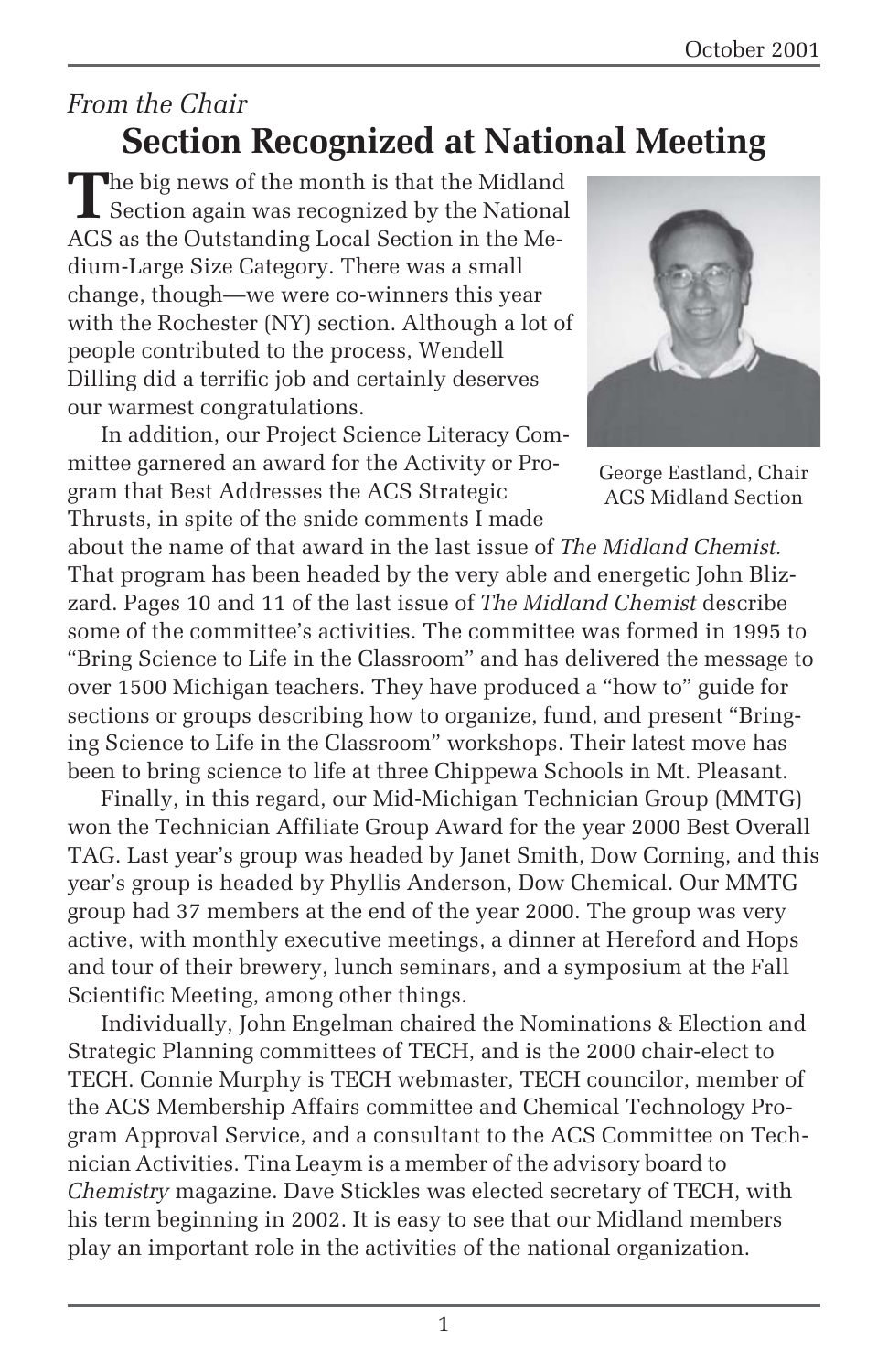*From the Chair*

# Section Recognized at National Meeting

The big news of the month is that the Midland Section again was recognized by the National ACS as the Outstanding Local Section in the Medium-Large Size Category. There was a small change, though—we were co-winners this year with the Rochester (NY) section. Although a lot of people contributed to the process, Wendell Dilling did a terrific job and certainly deserves our warmest congratulations.

George Eastland, Chair ACS Midland Section

In addition, our Project Science Literacy Committee garnered an award for the Activity or Program that Best Addresses the ACS Strategic Thrusts, in spite of the snide comments I made about the name of that award in the last issue of *The Midland Chemist*. That program has been headed by the very able and energetic John Blizzard. Pages 10 and 11 of the last issue of *The Midland Chemist* describe some of the committee's activities. The committee was formed in 1995 to "Bring Science to Life in the Classroom" and has delivered the message to over 1500 Michigan teachers. They have produced a "how to" guide for sections or groups describing how to organize, fund, and present "Bringing Science to Life in the Classroom" workshops. Their latest move has been to bring science to life at three Chippewa Schools in Mt. Pleasant.

Finally, in this regard, our Mid-Michigan Technician Group (MMTG) won the Technician Affiliate Group Award for the year 2000 Best Overall TAG. Last year's group was headed by Janet Smith, Dow Corning, and this year's group is headed by Phyllis Anderson, Dow Chemical. Our MMTG group had 37 members at the end of the year 2000. The group was very active, with monthly executive meetings, a dinner at Hereford and Hops and tour of their brewery, lunch seminars, and a symposium at the Fall Scientific Meeting, among other things.

Individually, John Engelman chaired the Nominations & Election and Strategic Planning committees of TECH, and is the 2000 chair-elect to TECH. Connie Murphy is TECH webmaster, TECH councilor, member of the ACS Membership Affairs committee and Chemical Technology Program Approval Service, and a consultant to the ACS Committee on Technician Activities. Tina Leaym is a member of the advisory board to *Chemistry* magazine. Dave Stickles was elected secretary of TECH, with his term beginning in 2002. It is easy to see that our Midland members play an important role in the activities of the national organization.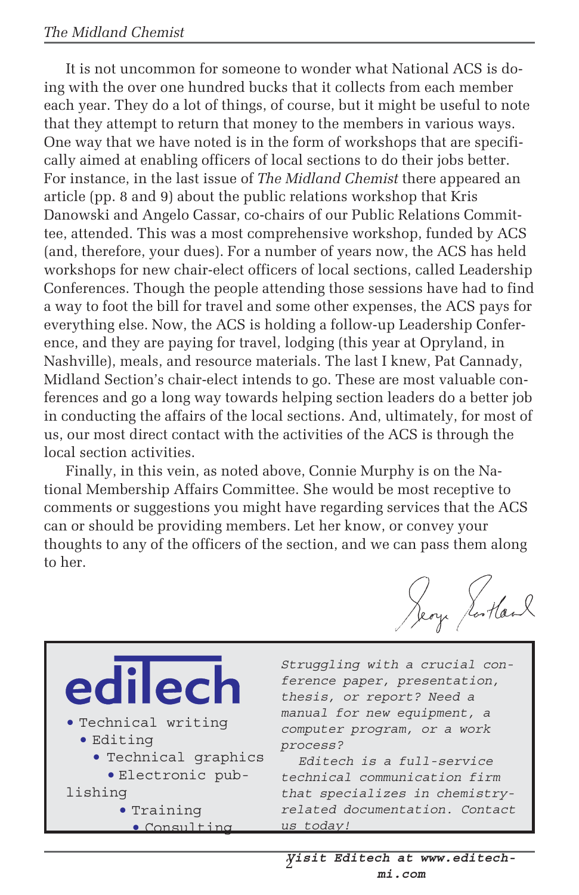It is not uncommon for someone to wonder what National ACS is doing with the over one hundred bucks that it collects from each member each year. They do a lot of things, of course, but it might be useful to note that they attempt to return that money to the members in various ways. One way that we have noted is in the form of workshops that are specifically aimed at enabling officers of local sections to do their jobs better. For instance, in the last issue of *The Midland Chemist* there appeared an article (pp. 8 and 9) about the public relations workshop that Kris Danowski and Angelo Cassar, co-chairs of our Public Relations Committee, attended. This was a most comprehensive workshop, funded by ACS (and, therefore, your dues). For a number of years now, the ACS has held workshops for new chair-elect officers of local sections, called Leadership Conferences. Though the people attending those sessions have had to find a way to foot the bill for travel and some other expenses, the ACS pays for everything else. Now, the ACS is holding a follow-up Leadership Conference, and they are paying for travel, lodging (this year at Opryland, in Nashville), meals, and resource materials. The last I knew, Pat Cannady, Midland Section's chair-elect intends to go. These are most valuable conferences and go a long way towards helping section leaders do a better job in conducting the affairs of the local sections. And, ultimately, for most of us, our most direct contact with the activities of the ACS is through the local section activities.

Finally, in this vein, as noted above, Connie Murphy is on the National Membership Affairs Committee. She would be most receptive to comments or suggestions you might have regarding services that the ACS can or should be providing members. Let her know, or convey your thoughts to any of the officers of the section, and we can pass them along to her.

George Gorthand

---

**ediTech**

- Technical writing
- Editing
- Technical graphics
- Electronic publishing
- Training
- Consulting

*Struggling with a crucial conference paper, presentation, thesis, or report? Need a manual for new equipment, a computer program, or a work process?*

*Editech is a full-service technical communication firm that specializes in chemistry-related documentation. Contact us today!*

***Visit Editech at www.editech-mi.com***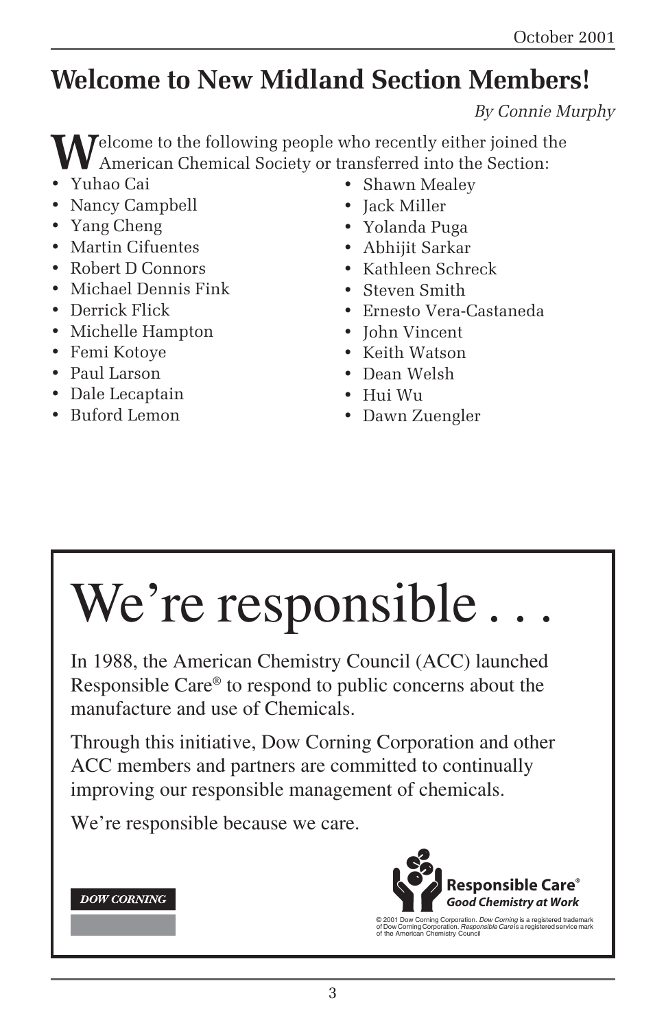# Welcome to New Midland Section Members!

*By Connie Murphy*

Welcome to the following people who recently either joined the American Chemical Society or transferred into the Section:

- Yuhao Cai
- Nancy Campbell
- Yang Cheng
- Martin Cifuentes
- Robert D Connors
- Michael Dennis Fink
- Derrick Flick
- Michelle Hampton
- Femi Kotoye
- Paul Larson
- Dale Lecaptain
- Buford Lemon
- Shawn Mealey
- Jack Miller
- Yolanda Puga
- Abhijit Sarkar
- Kathleen Schreck
- Steven Smith
- Ernesto Vera-Castaneda
- John Vincent
- Keith Watson
- Dean Welsh
- Hui Wu
- Dawn Zuengler

# We're responsible . . .

In 1988, the American Chemistry Council (ACC) launched Responsible Care® to respond to public concerns about the manufacture and use of Chemicals.

Through this initiative, Dow Corning Corporation and other ACC members and partners are committed to continually improving our responsible management of chemicals.

We're responsible because we care.

DOW CORNING

**Responsible Care®**
***Good Chemistry at Work***

© 2001 Dow Corning Corporation. *Dow Corning* is a registered trademark of Dow Corning Corporation. *Responsible Care* is a registered service mark of the American Chemistry Council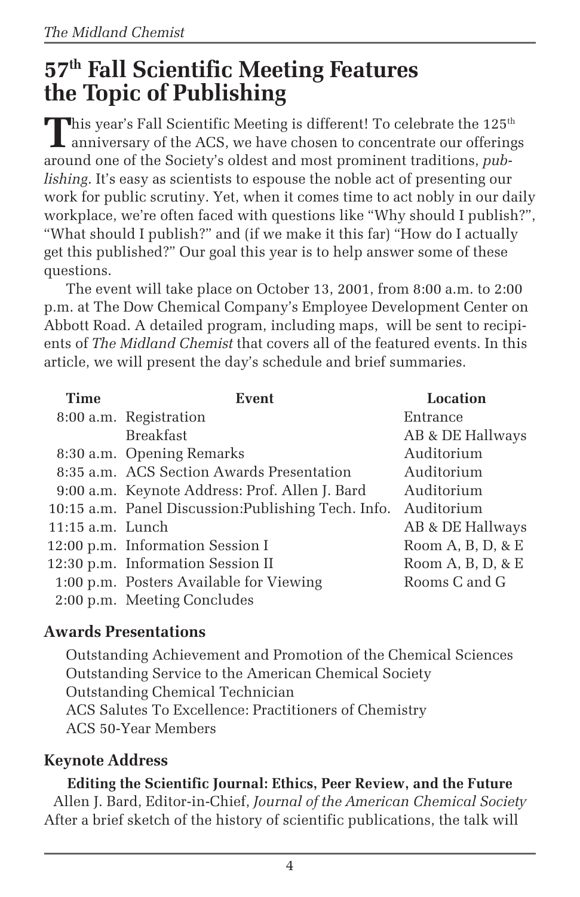# 57th Fall Scientific Meeting Features the Topic of Publishing

This year's Fall Scientific Meeting is different! To celebrate the 125th anniversary of the ACS, we have chosen to concentrate our offerings around one of the Society's oldest and most prominent traditions, *publishing*. It's easy as scientists to espouse the noble act of presenting our work for public scrutiny. Yet, when it comes time to act nobly in our daily workplace, we're often faced with questions like "Why should I publish?", "What should I publish?" and (if we make it this far) "How do I actually get this published?" Our goal this year is to help answer some of these questions.

The event will take place on October 13, 2001, from 8:00 a.m. to 2:00 p.m. at The Dow Chemical Company's Employee Development Center on Abbott Road. A detailed program, including maps, will be sent to recipients of *The Midland Chemist* that covers all of the featured events. In this article, we will present the day's schedule and brief summaries.

| Time | Event | Location |
|---|---|---|
| 8:00 a.m. | Registration | Entrance |
| | Breakfast | AB & DE Hallways |
| 8:30 a.m. | Opening Remarks | Auditorium |
| 8:35 a.m. | ACS Section Awards Presentation | Auditorium |
| 9:00 a.m. | Keynote Address: Prof. Allen J. Bard | Auditorium |
| 10:15 a.m. | Panel Discussion:Publishing Tech. Info. | Auditorium |
| 11:15 a.m. | Lunch | AB & DE Hallways |
| 12:00 p.m. | Information Session I | Room A, B, D, & E |
| 12:30 p.m. | Information Session II | Room A, B, D, & E |
| 1:00 p.m. | Posters Available for Viewing | Rooms C and G |
| 2:00 p.m. | Meeting Concludes | |

## Awards Presentations

Outstanding Achievement and Promotion of the Chemical Sciences
Outstanding Service to the American Chemical Society
Outstanding Chemical Technician
ACS Salutes To Excellence: Practitioners of Chemistry
ACS 50-Year Members

## Keynote Address

**Editing the Scientific Journal: Ethics, Peer Review, and the Future**

Allen J. Bard, Editor-in-Chief, *Journal of the American Chemical Society*

After a brief sketch of the history of scientific publications, the talk will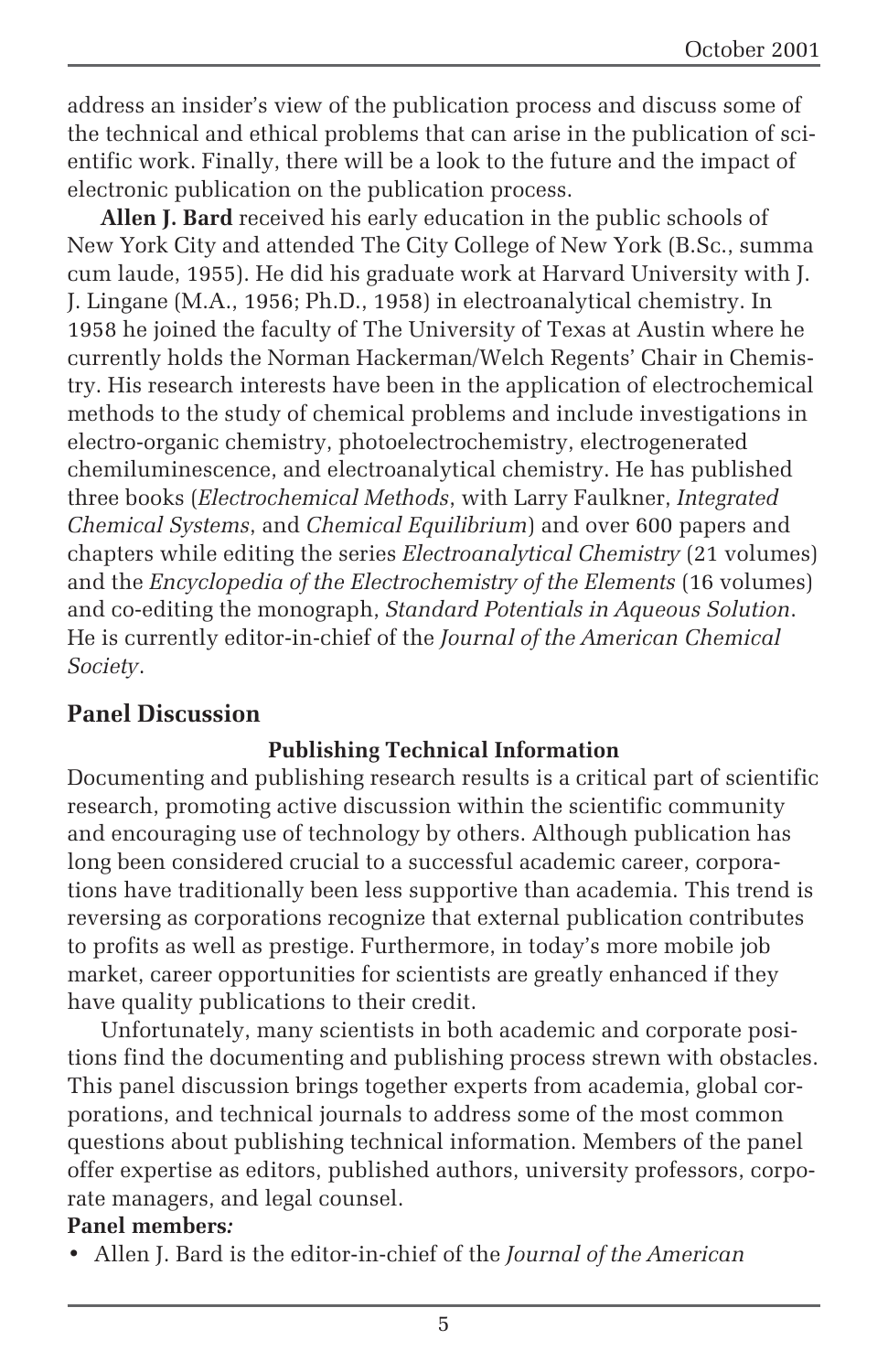address an insider's view of the publication process and discuss some of the technical and ethical problems that can arise in the publication of scientific work. Finally, there will be a look to the future and the impact of electronic publication on the publication process.

**Allen J. Bard** received his early education in the public schools of New York City and attended The City College of New York (B.Sc., summa cum laude, 1955). He did his graduate work at Harvard University with J. J. Lingane (M.A., 1956; Ph.D., 1958) in electroanalytical chemistry. In 1958 he joined the faculty of The University of Texas at Austin where he currently holds the Norman Hackerman/Welch Regents' Chair in Chemistry. His research interests have been in the application of electrochemical methods to the study of chemical problems and include investigations in electro-organic chemistry, photoelectrochemistry, electrogenerated chemiluminescence, and electroanalytical chemistry. He has published three books (*Electrochemical Methods*, with Larry Faulkner, *Integrated Chemical Systems*, and *Chemical Equilibrium*) and over 600 papers and chapters while editing the series *Electroanalytical Chemistry* (21 volumes) and the *Encyclopedia of the Electrochemistry of the Elements* (16 volumes) and co-editing the monograph, *Standard Potentials in Aqueous Solution*. He is currently editor-in-chief of the *Journal of the American Chemical Society*.

## Panel Discussion

### Publishing Technical Information

Documenting and publishing research results is a critical part of scientific research, promoting active discussion within the scientific community and encouraging use of technology by others. Although publication has long been considered crucial to a successful academic career, corporations have traditionally been less supportive than academia. This trend is reversing as corporations recognize that external publication contributes to profits as well as prestige. Furthermore, in today's more mobile job market, career opportunities for scientists are greatly enhanced if they have quality publications to their credit.

Unfortunately, many scientists in both academic and corporate positions find the documenting and publishing process strewn with obstacles. This panel discussion brings together experts from academia, global corporations, and technical journals to address some of the most common questions about publishing technical information. Members of the panel offer expertise as editors, published authors, university professors, corporate managers, and legal counsel.

**Panel members:**

- Allen J. Bard is the editor-in-chief of the *Journal of the American*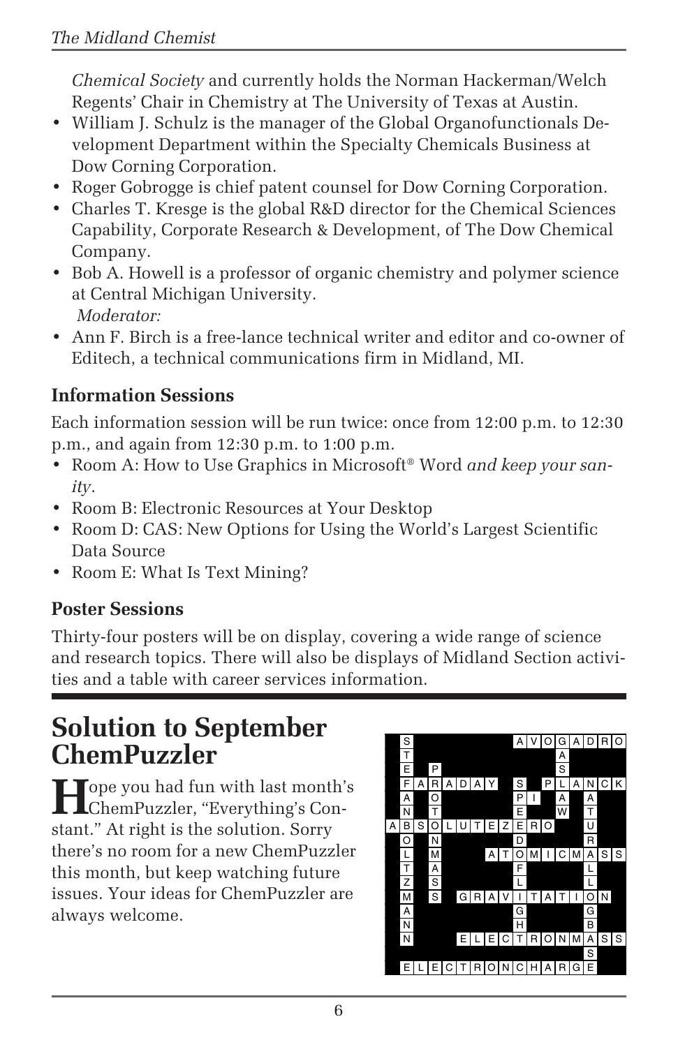*Chemical Society* and currently holds the Norman Hackerman/Welch Regents' Chair in Chemistry at The University of Texas at Austin.

- William J. Schulz is the manager of the Global Organofunctionals Development Department within the Specialty Chemicals Business at Dow Corning Corporation.
- Roger Gobrogge is chief patent counsel for Dow Corning Corporation.
- Charles T. Kresge is the global R&D director for the Chemical Sciences Capability, Corporate Research & Development, of The Dow Chemical Company.
- Bob A. Howell is a professor of organic chemistry and polymer science at Central Michigan University.

*Moderator:*

- Ann F. Birch is a free-lance technical writer and editor and co-owner of Editech, a technical communications firm in Midland, MI.

### Information Sessions

Each information session will be run twice: once from 12:00 p.m. to 12:30 p.m., and again from 12:30 p.m. to 1:00 p.m.

- Room A: How to Use Graphics in Microsoft® Word *and keep your sanity*.
- Room B: Electronic Resources at Your Desktop
- Room D: CAS: New Options for Using the World's Largest Scientific Data Source
- Room E: What Is Text Mining?

### Poster Sessions

Thirty-four posters will be on display, covering a wide range of science and research topics. There will also be displays of Midland Section activities and a table with career services information.

# Solution to September ChemPuzzler

Hope you had fun with last month's ChemPuzzler, "Everything's Constant." At right is the solution. Sorry there's no room for a new ChemPuzzler this month, but keep watching future issues. Your ideas for ChemPuzzler are always welcome.

| | S | | | | | | | | A | V | O | G | A | D | R | O |
|---|---|---|---|---|---|---|---|---|---|---|---|---|---|---|---|---|
| | T | | | | | | | | | | | A | | | | |
| | E | | P | | | | | | | | | S | | | | |
| | F | A | R | A | D | A | Y | | S | | P | L | A | N | C | K |
| | A | | O | | | | | | P | I | | A | | A | | |
| | N | | T | | | | | | E | | | W | | T | | |
| A | B | S | O | L | U | T | E | Z | E | R | O | | | U | | |
| | O | | N | | | | | | D | | | | | R | | |
| | L | | M | | | | A | T | O | M | I | C | M | A | S | S |
| | T | | A | | | | | | F | | | | | L | | |
| | Z | | S | | | | | | L | | | | | L | | |
| | M | | S | | G | R | A | V | I | T | A | T | I | O | N | |
| | A | | | | | | | | G | | | | | G | | |
| | N | | | | | | | | H | | | | | B | | |
| | N | | | | E | L | E | C | T | R | O | N | M | A | S | S |
| | | | | | | | | | | | | | | S | | |
| | E | L | E | C | T | R | O | N | C | H | A | R | G | E | | |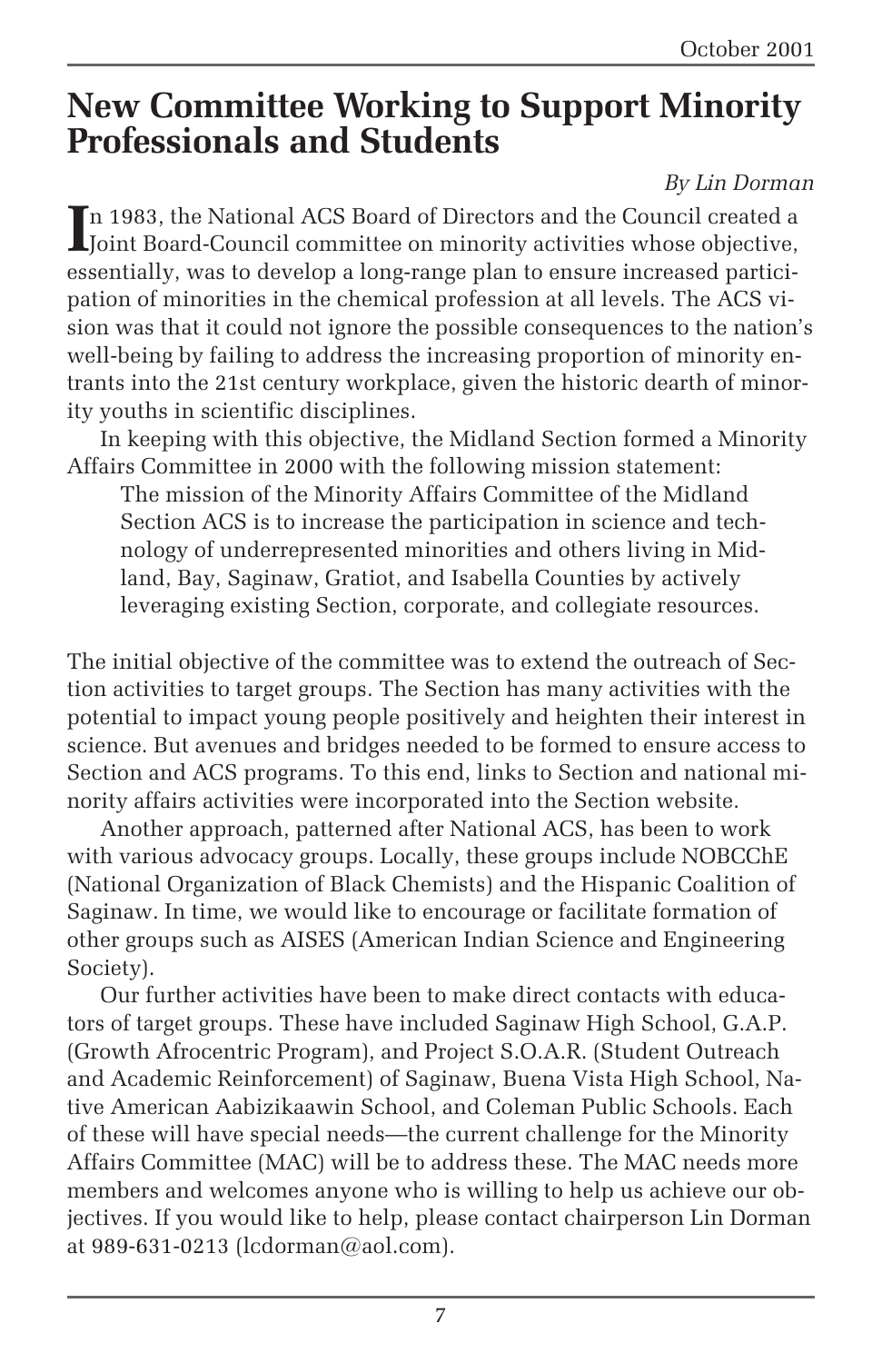# New Committee Working to Support Minority Professionals and Students

*By Lin Dorman*

In 1983, the National ACS Board of Directors and the Council created a Joint Board-Council committee on minority activities whose objective, essentially, was to develop a long-range plan to ensure increased participation of minorities in the chemical profession at all levels. The ACS vision was that it could not ignore the possible consequences to the nation's well-being by failing to address the increasing proportion of minority entrants into the 21st century workplace, given the historic dearth of minority youths in scientific disciplines.

In keeping with this objective, the Midland Section formed a Minority Affairs Committee in 2000 with the following mission statement:

> The mission of the Minority Affairs Committee of the Midland Section ACS is to increase the participation in science and technology of underrepresented minorities and others living in Midland, Bay, Saginaw, Gratiot, and Isabella Counties by actively leveraging existing Section, corporate, and collegiate resources.

The initial objective of the committee was to extend the outreach of Section activities to target groups. The Section has many activities with the potential to impact young people positively and heighten their interest in science. But avenues and bridges needed to be formed to ensure access to Section and ACS programs. To this end, links to Section and national minority affairs activities were incorporated into the Section website.

Another approach, patterned after National ACS, has been to work with various advocacy groups. Locally, these groups include NOBCChE (National Organization of Black Chemists) and the Hispanic Coalition of Saginaw. In time, we would like to encourage or facilitate formation of other groups such as AISES (American Indian Science and Engineering Society).

Our further activities have been to make direct contacts with educators of target groups. These have included Saginaw High School, G.A.P. (Growth Afrocentric Program), and Project S.O.A.R. (Student Outreach and Academic Reinforcement) of Saginaw, Buena Vista High School, Native American Aabizikaawin School, and Coleman Public Schools. Each of these will have special needs—the current challenge for the Minority Affairs Committee (MAC) will be to address these. The MAC needs more members and welcomes anyone who is willing to help us achieve our objectives. If you would like to help, please contact chairperson Lin Dorman at 989-631-0213 (lcdorman@aol.com).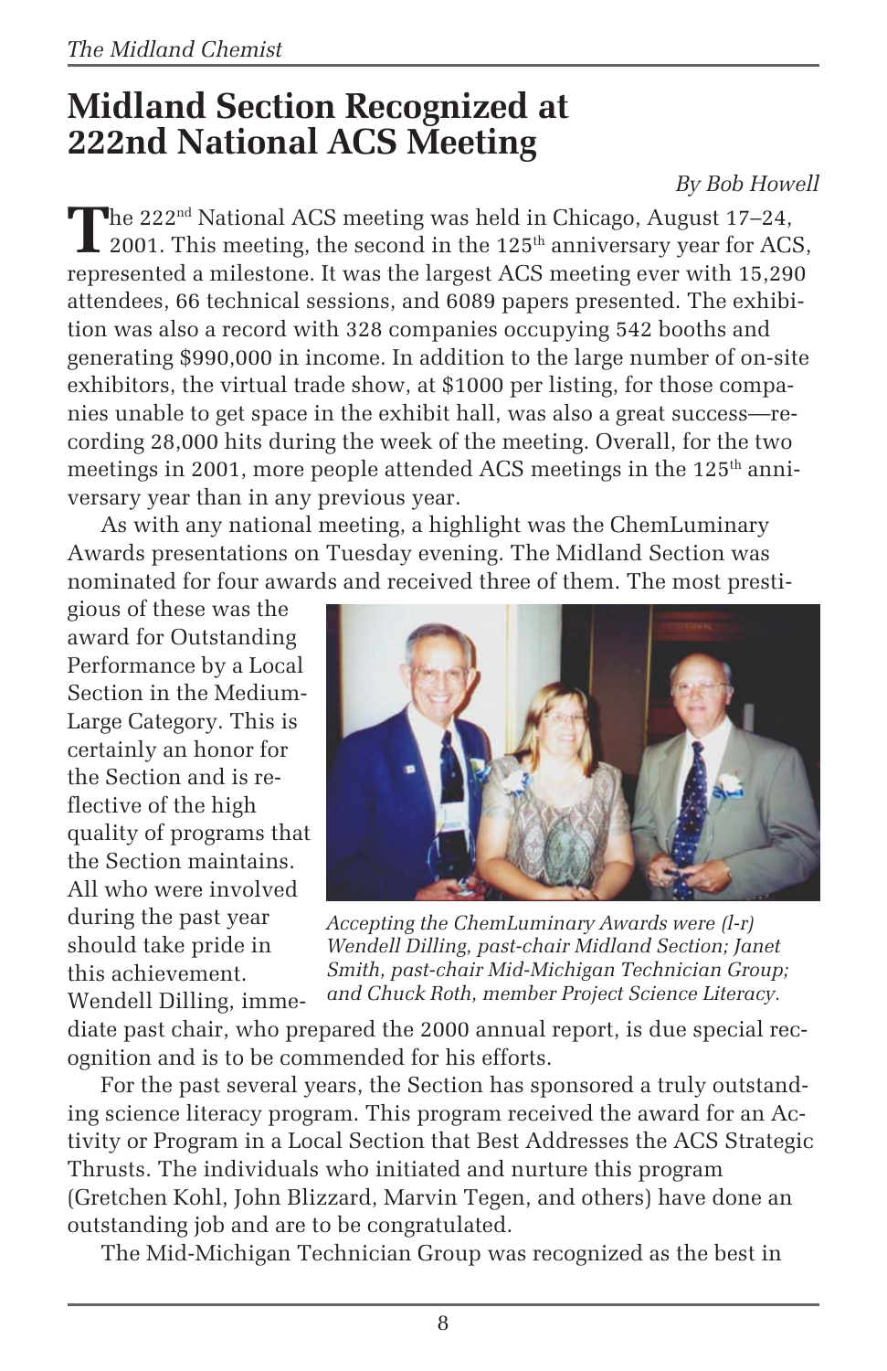# Midland Section Recognized at 222nd National ACS Meeting

*By Bob Howell*

The 222nd National ACS meeting was held in Chicago, August 17–24, 2001. This meeting, the second in the 125th anniversary year for ACS, represented a milestone. It was the largest ACS meeting ever with 15,290 attendees, 66 technical sessions, and 6089 papers presented. The exhibition was also a record with 328 companies occupying 542 booths and generating $990,000 in income. In addition to the large number of on-site exhibitors, the virtual trade show, at $1000 per listing, for those companies unable to get space in the exhibit hall, was also a great success—recording 28,000 hits during the week of the meeting. Overall, for the two meetings in 2001, more people attended ACS meetings in the 125th anniversary year than in any previous year.

As with any national meeting, a highlight was the ChemLuminary Awards presentations on Tuesday evening. The Midland Section was nominated for four awards and received three of them. The most prestigious of these was the award for Outstanding Performance by a Local Section in the Medium-Large Category. This is certainly an honor for the Section and is reflective of the high quality of programs that the Section maintains. All who were involved during the past year should take pride in this achievement. Wendell Dilling, immediate past chair, who prepared the 2000 annual report, is due special recognition and is to be commended for his efforts.

*Accepting the ChemLuminary Awards were (l-r) Wendell Dilling, past-chair Midland Section; Janet Smith, past-chair Mid-Michigan Technician Group; and Chuck Roth, member Project Science Literacy.*

For the past several years, the Section has sponsored a truly outstanding science literacy program. This program received the award for an Activity or Program in a Local Section that Best Addresses the ACS Strategic Thrusts. The individuals who initiated and nurture this program (Gretchen Kohl, John Blizzard, Marvin Tegen, and others) have done an outstanding job and are to be congratulated.

The Mid-Michigan Technician Group was recognized as the best in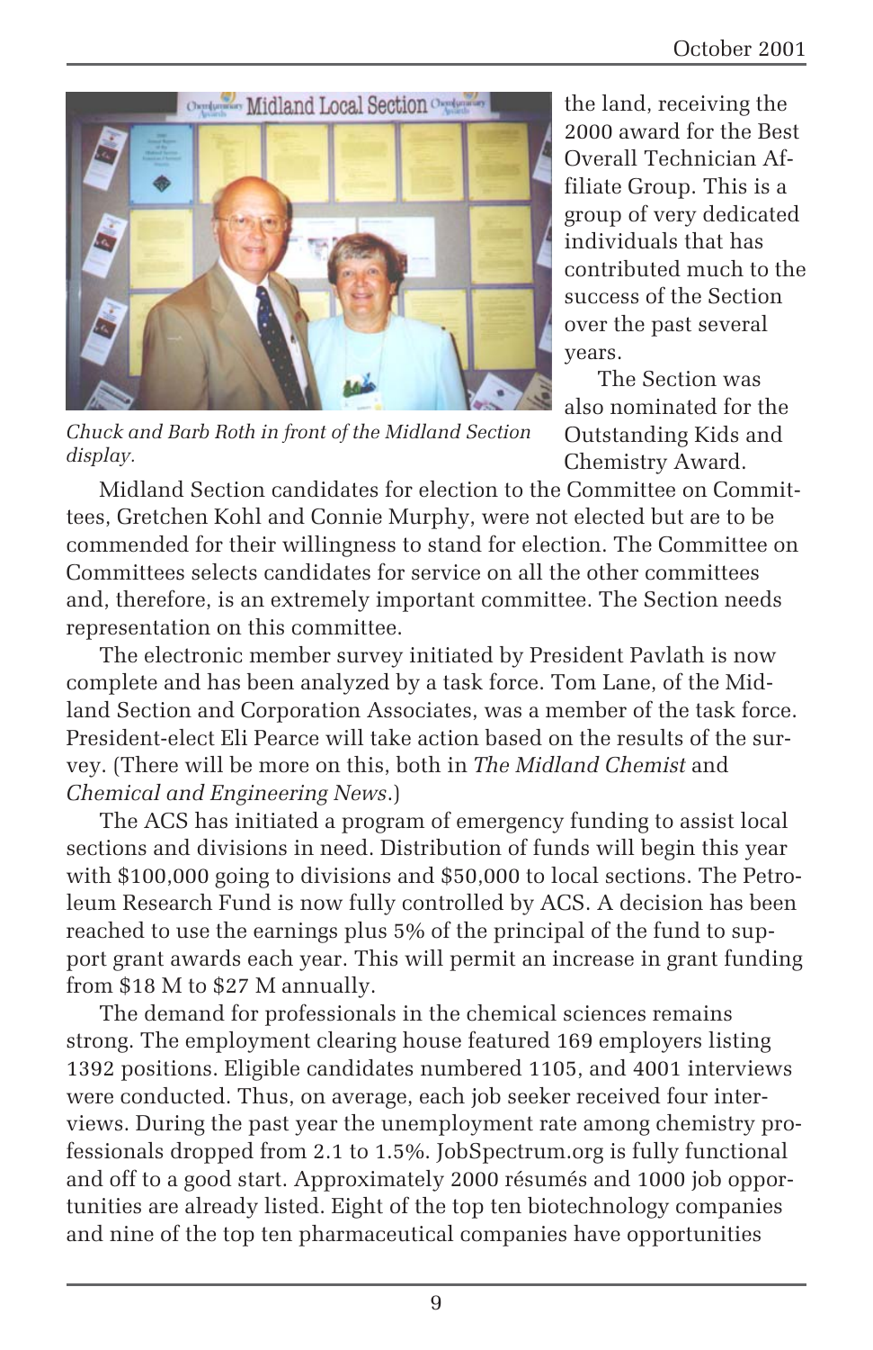*Chuck and Barb Roth in front of the Midland Section display.*

the land, receiving the 2000 award for the Best Overall Technician Affiliate Group. This is a group of very dedicated individuals that has contributed much to the success of the Section over the past several years.

The Section was also nominated for the Outstanding Kids and Chemistry Award.

Midland Section candidates for election to the Committee on Committees, Gretchen Kohl and Connie Murphy, were not elected but are to be commended for their willingness to stand for election. The Committee on Committees selects candidates for service on all the other committees and, therefore, is an extremely important committee. The Section needs representation on this committee.

The electronic member survey initiated by President Pavlath is now complete and has been analyzed by a task force. Tom Lane, of the Midland Section and Corporation Associates, was a member of the task force. President-elect Eli Pearce will take action based on the results of the survey. (There will be more on this, both in *The Midland Chemist* and *Chemical and Engineering News*.)

The ACS has initiated a program of emergency funding to assist local sections and divisions in need. Distribution of funds will begin this year with $100,000 going to divisions and $50,000 to local sections. The Petroleum Research Fund is now fully controlled by ACS. A decision has been reached to use the earnings plus 5% of the principal of the fund to support grant awards each year. This will permit an increase in grant funding from $18 M to $27 M annually.

The demand for professionals in the chemical sciences remains strong. The employment clearing house featured 169 employers listing 1392 positions. Eligible candidates numbered 1105, and 4001 interviews were conducted. Thus, on average, each job seeker received four interviews. During the past year the unemployment rate among chemistry professionals dropped from 2.1 to 1.5%. JobSpectrum.org is fully functional and off to a good start. Approximately 2000 résumés and 1000 job opportunities are already listed. Eight of the top ten biotechnology companies and nine of the top ten pharmaceutical companies have opportunities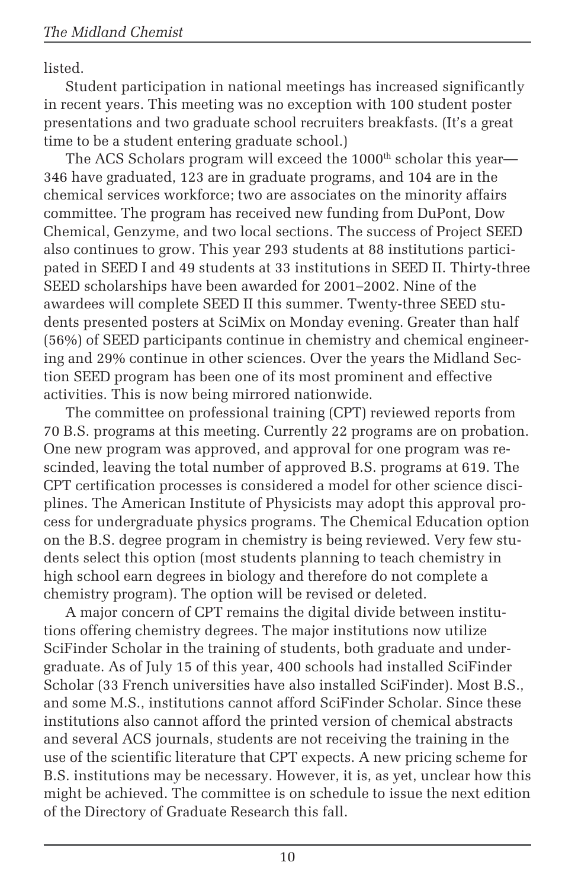listed.

Student participation in national meetings has increased significantly in recent years. This meeting was no exception with 100 student poster presentations and two graduate school recruiters breakfasts. (It's a great time to be a student entering graduate school.)

The ACS Scholars program will exceed the 1000th scholar this year—346 have graduated, 123 are in graduate programs, and 104 are in the chemical services workforce; two are associates on the minority affairs committee. The program has received new funding from DuPont, Dow Chemical, Genzyme, and two local sections. The success of Project SEED also continues to grow. This year 293 students at 88 institutions participated in SEED I and 49 students at 33 institutions in SEED II. Thirty-three SEED scholarships have been awarded for 2001–2002. Nine of the awardees will complete SEED II this summer. Twenty-three SEED students presented posters at SciMix on Monday evening. Greater than half (56%) of SEED participants continue in chemistry and chemical engineering and 29% continue in other sciences. Over the years the Midland Section SEED program has been one of its most prominent and effective activities. This is now being mirrored nationwide.

The committee on professional training (CPT) reviewed reports from 70 B.S. programs at this meeting. Currently 22 programs are on probation. One new program was approved, and approval for one program was rescinded, leaving the total number of approved B.S. programs at 619. The CPT certification processes is considered a model for other science disciplines. The American Institute of Physicists may adopt this approval process for undergraduate physics programs. The Chemical Education option on the B.S. degree program in chemistry is being reviewed. Very few students select this option (most students planning to teach chemistry in high school earn degrees in biology and therefore do not complete a chemistry program). The option will be revised or deleted.

A major concern of CPT remains the digital divide between institutions offering chemistry degrees. The major institutions now utilize SciFinder Scholar in the training of students, both graduate and undergraduate. As of July 15 of this year, 400 schools had installed SciFinder Scholar (33 French universities have also installed SciFinder). Most B.S., and some M.S., institutions cannot afford SciFinder Scholar. Since these institutions also cannot afford the printed version of chemical abstracts and several ACS journals, students are not receiving the training in the use of the scientific literature that CPT expects. A new pricing scheme for B.S. institutions may be necessary. However, it is, as yet, unclear how this might be achieved. The committee is on schedule to issue the next edition of the Directory of Graduate Research this fall.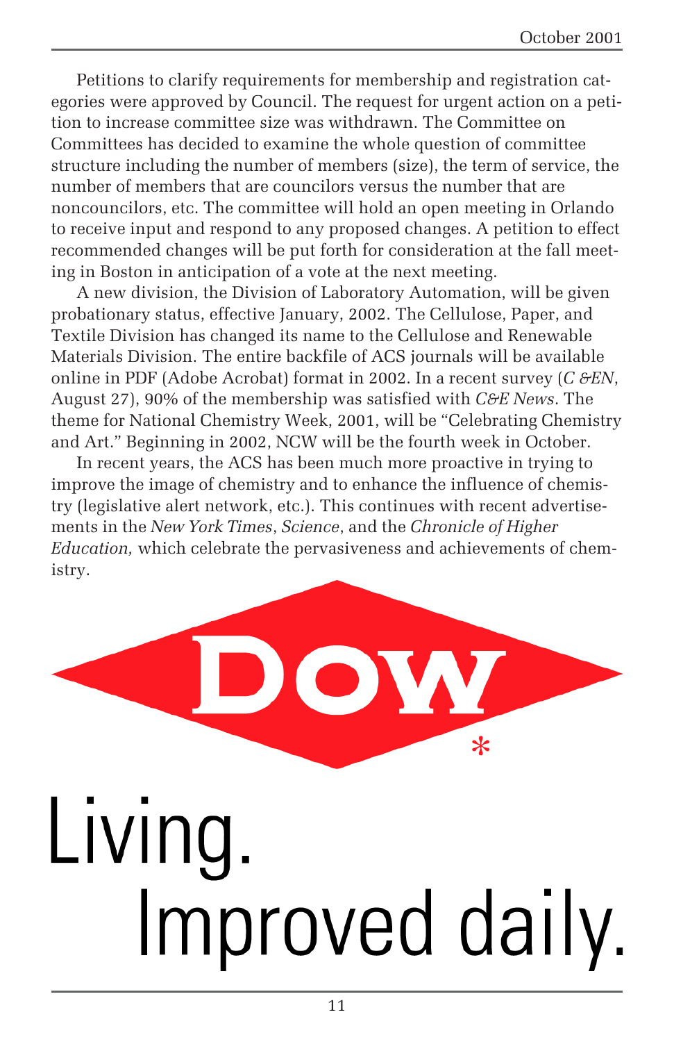Petitions to clarify requirements for membership and registration categories were approved by Council. The request for urgent action on a petition to increase committee size was withdrawn. The Committee on Committees has decided to examine the whole question of committee structure including the number of members (size), the term of service, the number of members that are councilors versus the number that are noncouncilors, etc. The committee will hold an open meeting in Orlando to receive input and respond to any proposed changes. A petition to effect recommended changes will be put forth for consideration at the fall meeting in Boston in anticipation of a vote at the next meeting.

A new division, the Division of Laboratory Automation, will be given probationary status, effective January, 2002. The Cellulose, Paper, and Textile Division has changed its name to the Cellulose and Renewable Materials Division. The entire backfile of ACS journals will be available online in PDF (Adobe Acrobat) format in 2002. In a recent survey (*C &EN*, August 27), 90% of the membership was satisfied with *C&E News*. The theme for National Chemistry Week, 2001, will be "Celebrating Chemistry and Art." Beginning in 2002, NCW will be the fourth week in October.

In recent years, the ACS has been much more proactive in trying to improve the image of chemistry and to enhance the influence of chemistry (legislative alert network, etc.). This continues with recent advertisements in the *New York Times*, *Science*, and the *Chronicle of Higher Education,* which celebrate the pervasiveness and achievements of chemistry.

DOW*

Living.
Improved daily.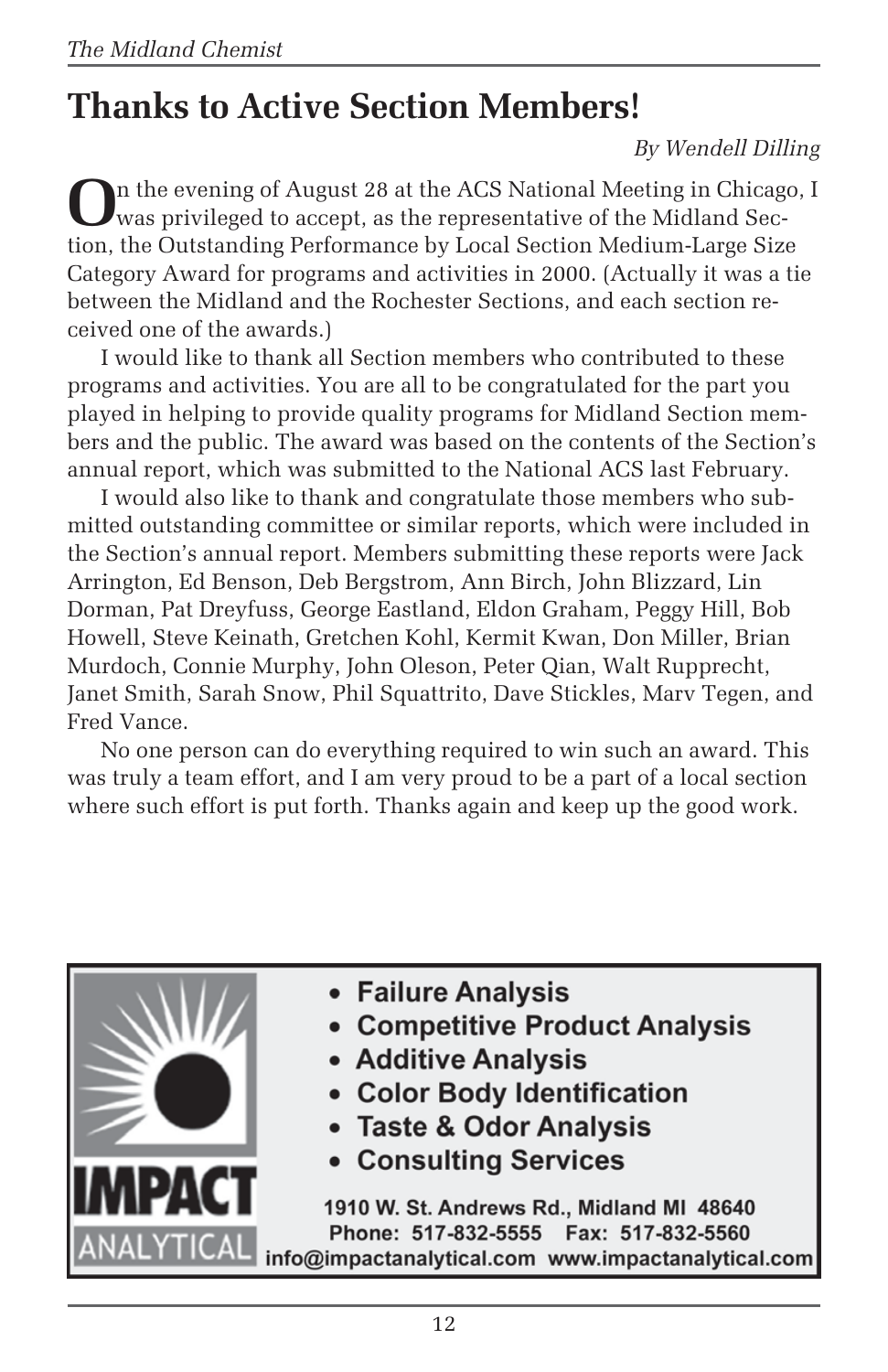# Thanks to Active Section Members!

*By Wendell Dilling*

On the evening of August 28 at the ACS National Meeting in Chicago, I was privileged to accept, as the representative of the Midland Section, the Outstanding Performance by Local Section Medium-Large Size Category Award for programs and activities in 2000. (Actually it was a tie between the Midland and the Rochester Sections, and each section received one of the awards.)

I would like to thank all Section members who contributed to these programs and activities. You are all to be congratulated for the part you played in helping to provide quality programs for Midland Section members and the public. The award was based on the contents of the Section's annual report, which was submitted to the National ACS last February.

I would also like to thank and congratulate those members who submitted outstanding committee or similar reports, which were included in the Section's annual report. Members submitting these reports were Jack Arrington, Ed Benson, Deb Bergstrom, Ann Birch, John Blizzard, Lin Dorman, Pat Dreyfuss, George Eastland, Eldon Graham, Peggy Hill, Bob Howell, Steve Keinath, Gretchen Kohl, Kermit Kwan, Don Miller, Brian Murdoch, Connie Murphy, John Oleson, Peter Qian, Walt Rupprecht, Janet Smith, Sarah Snow, Phil Squattrito, Dave Stickles, Marv Tegen, and Fred Vance.

No one person can do everything required to win such an award. This was truly a team effort, and I am very proud to be a part of a local section where such effort is put forth. Thanks again and keep up the good work.

---

**IMPACT ANALYTICAL**

- **Failure Analysis**
- **Competitive Product Analysis**
- **Additive Analysis**
- **Color Body Identification**
- **Taste & Odor Analysis**
- **Consulting Services**

**1910 W. St. Andrews Rd., Midland MI 48640**
**Phone: 517-832-5555 Fax: 517-832-5560**
**info@impactanalytical.com www.impactanalytical.com**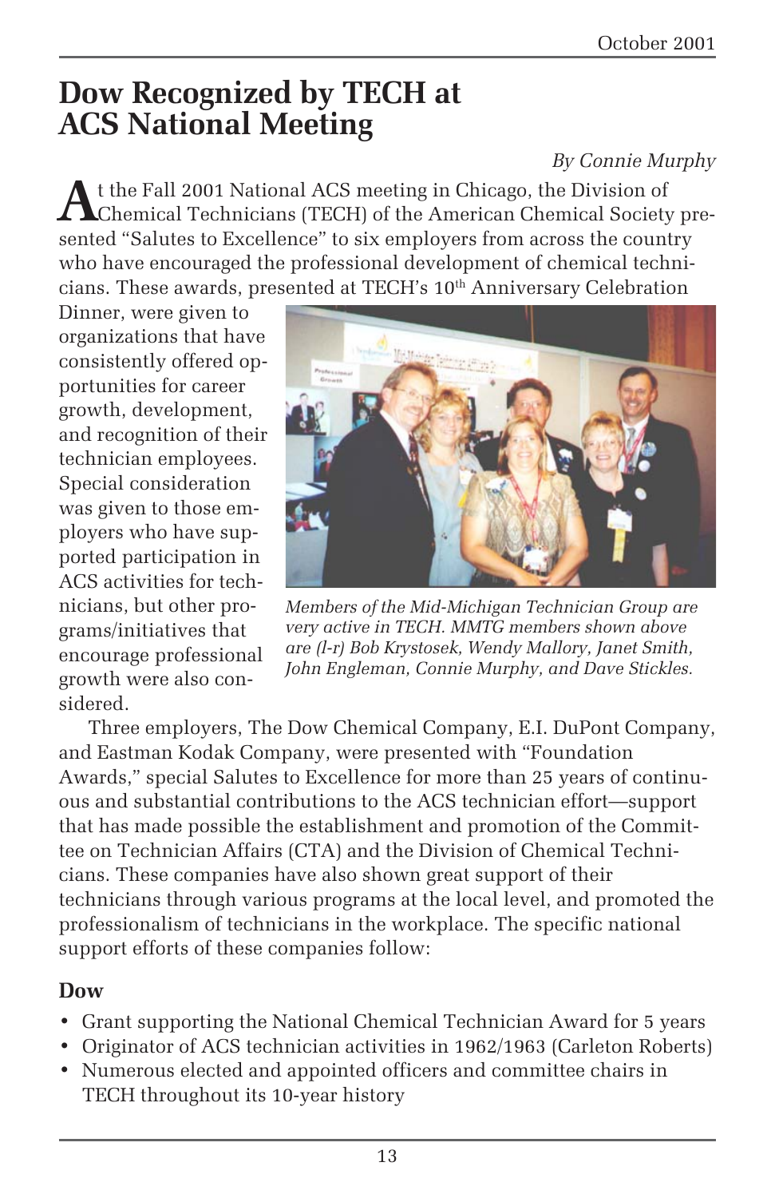# Dow Recognized by TECH at ACS National Meeting

*By Connie Murphy*

At the Fall 2001 National ACS meeting in Chicago, the Division of Chemical Technicians (TECH) of the American Chemical Society presented "Salutes to Excellence" to six employers from across the country who have encouraged the professional development of chemical technicians. These awards, presented at TECH's 10th Anniversary Celebration Dinner, were given to organizations that have consistently offered opportunities for career growth, development, and recognition of their technician employees. Special consideration was given to those employers who have supported participation in ACS activities for technicians, but other programs/initiatives that encourage professional growth were also considered.

*Members of the Mid-Michigan Technician Group are very active in TECH. MMTG members shown above are (l-r) Bob Krystosek, Wendy Mallory, Janet Smith, John Engleman, Connie Murphy, and Dave Stickles.*

Three employers, The Dow Chemical Company, E.I. DuPont Company, and Eastman Kodak Company, were presented with "Foundation Awards," special Salutes to Excellence for more than 25 years of continuous and substantial contributions to the ACS technician effort—support that has made possible the establishment and promotion of the Committee on Technician Affairs (CTA) and the Division of Chemical Technicians. These companies have also shown great support of their technicians through various programs at the local level, and promoted the professionalism of technicians in the workplace. The specific national support efforts of these companies follow:

### Dow

- Grant supporting the National Chemical Technician Award for 5 years
- Originator of ACS technician activities in 1962/1963 (Carleton Roberts)
- Numerous elected and appointed officers and committee chairs in TECH throughout its 10-year history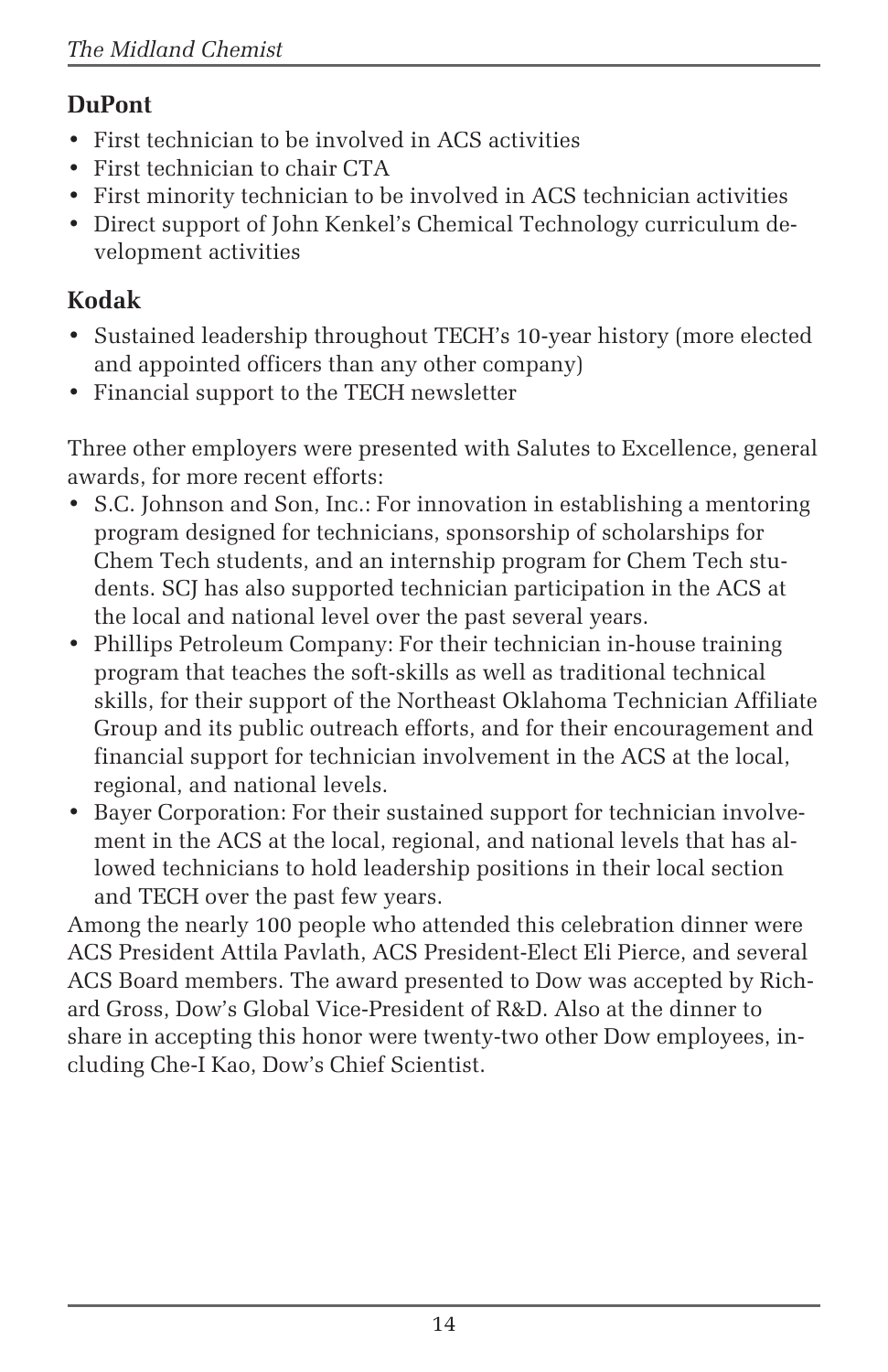**DuPont**

- First technician to be involved in ACS activities
- First technician to chair CTA
- First minority technician to be involved in ACS technician activities
- Direct support of John Kenkel's Chemical Technology curriculum development activities

**Kodak**

- Sustained leadership throughout TECH's 10-year history (more elected and appointed officers than any other company)
- Financial support to the TECH newsletter

Three other employers were presented with Salutes to Excellence, general awards, for more recent efforts:

- S.C. Johnson and Son, Inc.: For innovation in establishing a mentoring program designed for technicians, sponsorship of scholarships for Chem Tech students, and an internship program for Chem Tech students. SCJ has also supported technician participation in the ACS at the local and national level over the past several years.
- Phillips Petroleum Company: For their technician in-house training program that teaches the soft-skills as well as traditional technical skills, for their support of the Northeast Oklahoma Technician Affiliate Group and its public outreach efforts, and for their encouragement and financial support for technician involvement in the ACS at the local, regional, and national levels.
- Bayer Corporation: For their sustained support for technician involvement in the ACS at the local, regional, and national levels that has allowed technicians to hold leadership positions in their local section and TECH over the past few years.

Among the nearly 100 people who attended this celebration dinner were ACS President Attila Pavlath, ACS President-Elect Eli Pierce, and several ACS Board members. The award presented to Dow was accepted by Richard Gross, Dow's Global Vice-President of R&D. Also at the dinner to share in accepting this honor were twenty-two other Dow employees, including Che-I Kao, Dow's Chief Scientist.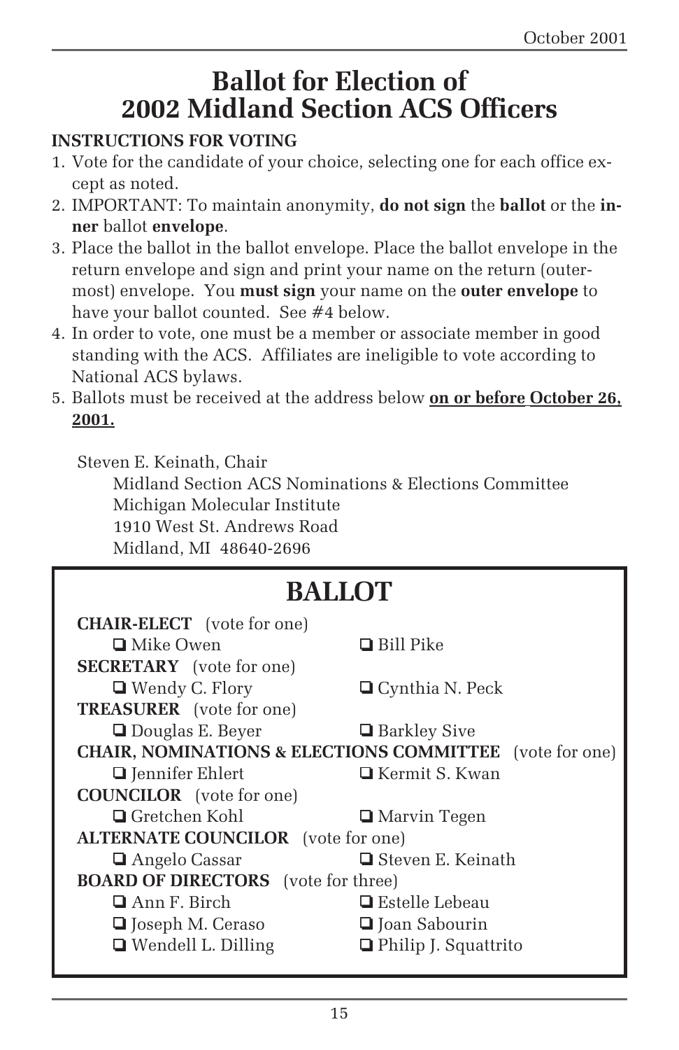# Ballot for Election of 2002 Midland Section ACS Officers

**INSTRUCTIONS FOR VOTING**

1. Vote for the candidate of your choice, selecting one for each office except as noted.
2. IMPORTANT: To maintain anonymity, **do not sign** the **ballot** or the **inner** ballot **envelope**.
3. Place the ballot in the ballot envelope. Place the ballot envelope in the return envelope and sign and print your name on the return (outermost) envelope. You **must sign** your name on the **outer envelope** to have your ballot counted. See #4 below.
4. In order to vote, one must be a member or associate member in good standing with the ACS. Affiliates are ineligible to vote according to National ACS bylaws.
5. Ballots must be received at the address below **on or before October 26, 2001.**

Steven E. Keinath, Chair
Midland Section ACS Nominations & Elections Committee
Michigan Molecular Institute
1910 West St. Andrews Road
Midland, MI 48640-2696

## BALLOT

**CHAIR-ELECT** (vote for one)

- ❑ Mike Owen
- ❑ Bill Pike

**SECRETARY** (vote for one)

- ❑ Wendy C. Flory
- ❑ Cynthia N. Peck

**TREASURER** (vote for one)

- ❑ Douglas E. Beyer
- ❑ Barkley Sive

**CHAIR, NOMINATIONS & ELECTIONS COMMITTEE** (vote for one)

- ❑ Jennifer Ehlert
- ❑ Kermit S. Kwan

**COUNCILOR** (vote for one)

- ❑ Gretchen Kohl
- ❑ Marvin Tegen

**ALTERNATE COUNCILOR** (vote for one)

- ❑ Angelo Cassar
- ❑ Steven E. Keinath

**BOARD OF DIRECTORS** (vote for three)

- ❑ Ann F. Birch
- ❑ Joseph M. Ceraso
- ❑ Wendell L. Dilling
- ❑ Estelle Lebeau
- ❑ Joan Sabourin
- ❑ Philip J. Squattrito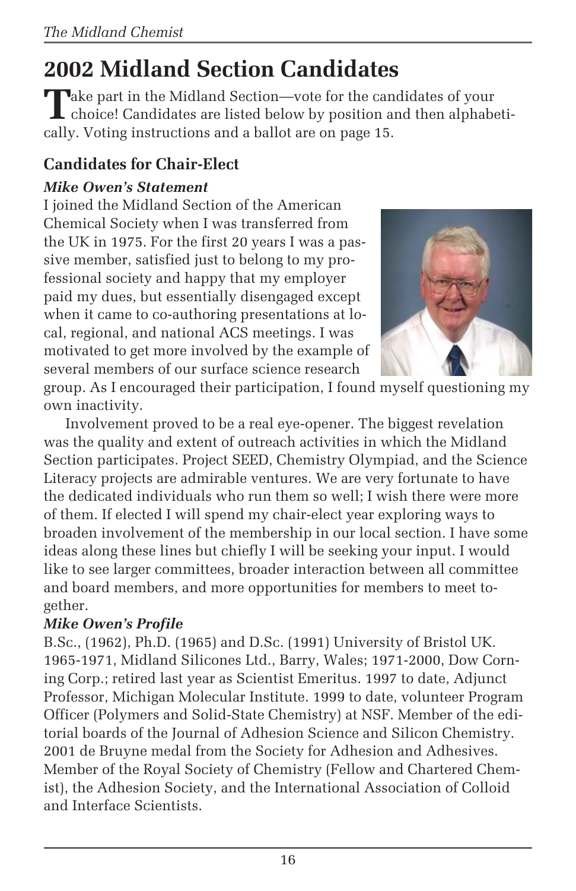# 2002 Midland Section Candidates

Take part in the Midland Section—vote for the candidates of your choice! Candidates are listed below by position and then alphabetically. Voting instructions and a ballot are on page 15.

### Candidates for Chair-Elect

***Mike Owen's Statement***

I joined the Midland Section of the American Chemical Society when I was transferred from the UK in 1975. For the first 20 years I was a passive member, satisfied just to belong to my professional society and happy that my employer paid my dues, but essentially disengaged except when it came to co-authoring presentations at local, regional, and national ACS meetings. I was motivated to get more involved by the example of several members of our surface science research group. As I encouraged their participation, I found myself questioning my own inactivity.

Involvement proved to be a real eye-opener. The biggest revelation was the quality and extent of outreach activities in which the Midland Section participates. Project SEED, Chemistry Olympiad, and the Science Literacy projects are admirable ventures. We are very fortunate to have the dedicated individuals who run them so well; I wish there were more of them. If elected I will spend my chair-elect year exploring ways to broaden involvement of the membership in our local section. I have some ideas along these lines but chiefly I will be seeking your input. I would like to see larger committees, broader interaction between all committee and board members, and more opportunities for members to meet together.

***Mike Owen's Profile***

B.Sc., (1962), Ph.D. (1965) and D.Sc. (1991) University of Bristol UK. 1965-1971, Midland Silicones Ltd., Barry, Wales; 1971-2000, Dow Corning Corp.; retired last year as Scientist Emeritus. 1997 to date, Adjunct Professor, Michigan Molecular Institute. 1999 to date, volunteer Program Officer (Polymers and Solid-State Chemistry) at NSF. Member of the editorial boards of the Journal of Adhesion Science and Silicon Chemistry. 2001 de Bruyne medal from the Society for Adhesion and Adhesives. Member of the Royal Society of Chemistry (Fellow and Chartered Chemist), the Adhesion Society, and the International Association of Colloid and Interface Scientists.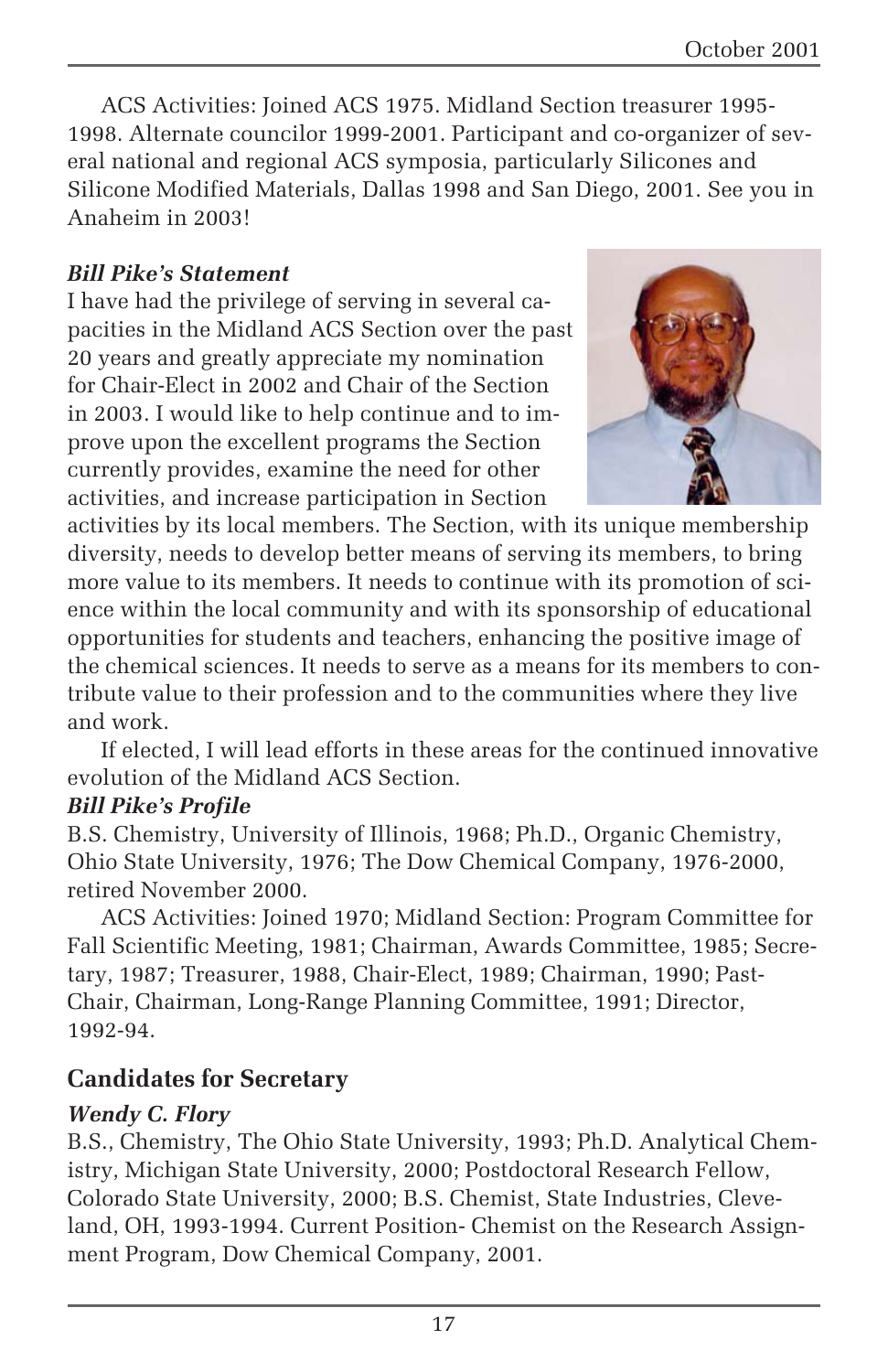ACS Activities: Joined ACS 1975. Midland Section treasurer 1995-1998. Alternate councilor 1999-2001. Participant and co-organizer of several national and regional ACS symposia, particularly Silicones and Silicone Modified Materials, Dallas 1998 and San Diego, 2001. See you in Anaheim in 2003!

### *Bill Pike's Statement*

I have had the privilege of serving in several capacities in the Midland ACS Section over the past 20 years and greatly appreciate my nomination for Chair-Elect in 2002 and Chair of the Section in 2003. I would like to help continue and to improve upon the excellent programs the Section currently provides, examine the need for other activities, and increase participation in Section activities by its local members. The Section, with its unique membership diversity, needs to develop better means of serving its members, to bring more value to its members. It needs to continue with its promotion of science within the local community and with its sponsorship of educational opportunities for students and teachers, enhancing the positive image of the chemical sciences. It needs to serve as a means for its members to contribute value to their profession and to the communities where they live and work.

If elected, I will lead efforts in these areas for the continued innovative evolution of the Midland ACS Section.

### *Bill Pike's Profile*

B.S. Chemistry, University of Illinois, 1968; Ph.D., Organic Chemistry, Ohio State University, 1976; The Dow Chemical Company, 1976-2000, retired November 2000.

ACS Activities: Joined 1970; Midland Section: Program Committee for Fall Scientific Meeting, 1981; Chairman, Awards Committee, 1985; Secretary, 1987; Treasurer, 1988, Chair-Elect, 1989; Chairman, 1990; Past-Chair, Chairman, Long-Range Planning Committee, 1991; Director, 1992-94.

## Candidates for Secretary

### *Wendy C. Flory*

B.S., Chemistry, The Ohio State University, 1993; Ph.D. Analytical Chemistry, Michigan State University, 2000; Postdoctoral Research Fellow, Colorado State University, 2000; B.S. Chemist, State Industries, Cleveland, OH, 1993-1994. Current Position- Chemist on the Research Assignment Program, Dow Chemical Company, 2001.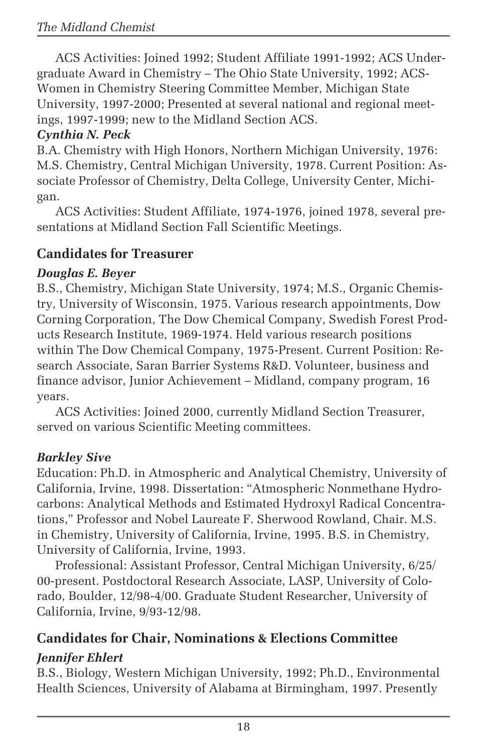ACS Activities: Joined 1992; Student Affiliate 1991-1992; ACS Undergraduate Award in Chemistry – The Ohio State University, 1992; ACS-Women in Chemistry Steering Committee Member, Michigan State University, 1997-2000; Presented at several national and regional meetings, 1997-1999; new to the Midland Section ACS.

***Cynthia N. Peck***

B.A. Chemistry with High Honors, Northern Michigan University, 1976: M.S. Chemistry, Central Michigan University, 1978. Current Position: Associate Professor of Chemistry, Delta College, University Center, Michigan.

ACS Activities: Student Affiliate, 1974-1976, joined 1978, several presentations at Midland Section Fall Scientific Meetings.

## Candidates for Treasurer

***Douglas E. Beyer***

B.S., Chemistry, Michigan State University, 1974; M.S., Organic Chemistry, University of Wisconsin, 1975. Various research appointments, Dow Corning Corporation, The Dow Chemical Company, Swedish Forest Products Research Institute, 1969-1974. Held various research positions within The Dow Chemical Company, 1975-Present. Current Position: Research Associate, Saran Barrier Systems R&D. Volunteer, business and finance advisor, Junior Achievement – Midland, company program, 16 years.

ACS Activities: Joined 2000, currently Midland Section Treasurer, served on various Scientific Meeting committees.

***Barkley Sive***

Education: Ph.D. in Atmospheric and Analytical Chemistry, University of California, Irvine, 1998. Dissertation: "Atmospheric Nonmethane Hydrocarbons: Analytical Methods and Estimated Hydroxyl Radical Concentrations," Professor and Nobel Laureate F. Sherwood Rowland, Chair. M.S. in Chemistry, University of California, Irvine, 1995. B.S. in Chemistry, University of California, Irvine, 1993.

Professional: Assistant Professor, Central Michigan University, 6/25/00-present. Postdoctoral Research Associate, LASP, University of Colorado, Boulder, 12/98-4/00. Graduate Student Researcher, University of California, Irvine, 9/93-12/98.

## Candidates for Chair, Nominations & Elections Committee

***Jennifer Ehlert***

B.S., Biology, Western Michigan University, 1992; Ph.D., Environmental Health Sciences, University of Alabama at Birmingham, 1997. Presently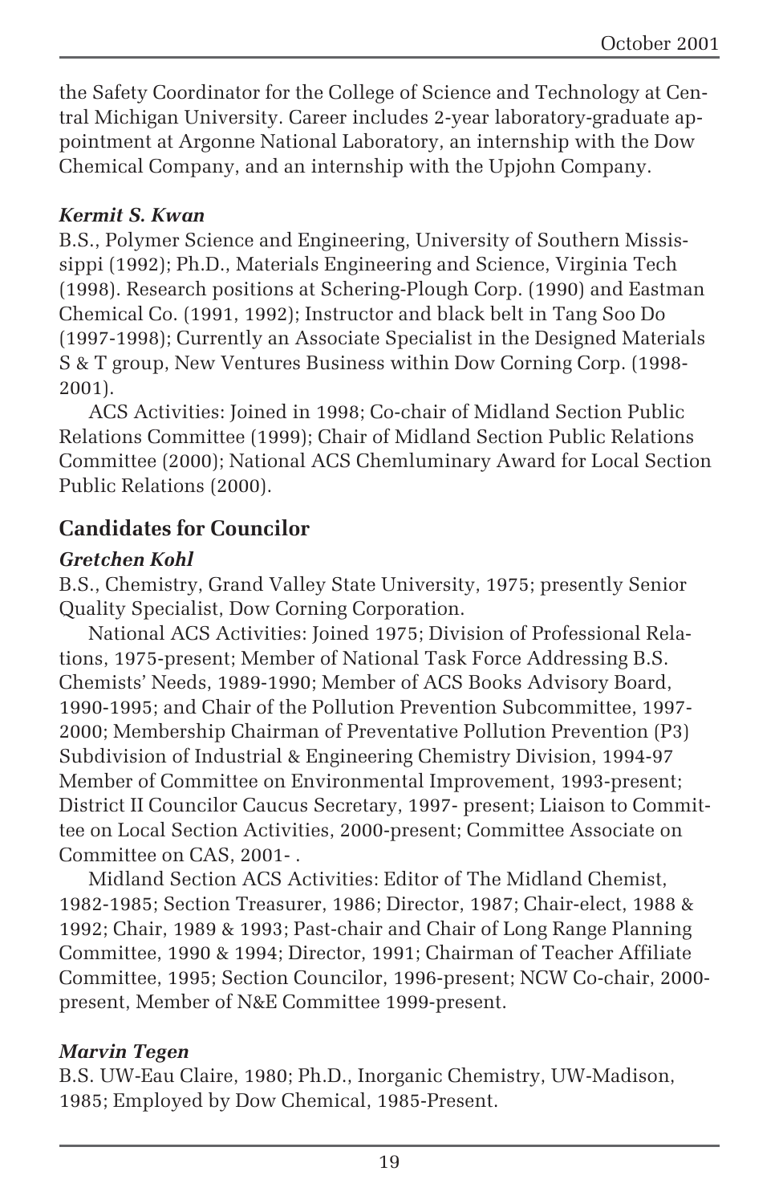the Safety Coordinator for the College of Science and Technology at Central Michigan University. Career includes 2-year laboratory-graduate appointment at Argonne National Laboratory, an internship with the Dow Chemical Company, and an internship with the Upjohn Company.

***Kermit S. Kwan***

B.S., Polymer Science and Engineering, University of Southern Mississippi (1992); Ph.D., Materials Engineering and Science, Virginia Tech (1998). Research positions at Schering-Plough Corp. (1990) and Eastman Chemical Co. (1991, 1992); Instructor and black belt in Tang Soo Do (1997-1998); Currently an Associate Specialist in the Designed Materials S & T group, New Ventures Business within Dow Corning Corp. (1998-2001).

ACS Activities: Joined in 1998; Co-chair of Midland Section Public Relations Committee (1999); Chair of Midland Section Public Relations Committee (2000); National ACS Chemluminary Award for Local Section Public Relations (2000).

## Candidates for Councilor

***Gretchen Kohl***

B.S., Chemistry, Grand Valley State University, 1975; presently Senior Quality Specialist, Dow Corning Corporation.

National ACS Activities: Joined 1975; Division of Professional Relations, 1975-present; Member of National Task Force Addressing B.S. Chemists' Needs, 1989-1990; Member of ACS Books Advisory Board, 1990-1995; and Chair of the Pollution Prevention Subcommittee, 1997-2000; Membership Chairman of Preventative Pollution Prevention (P3) Subdivision of Industrial & Engineering Chemistry Division, 1994-97 Member of Committee on Environmental Improvement, 1993-present; District II Councilor Caucus Secretary, 1997- present; Liaison to Committee on Local Section Activities, 2000-present; Committee Associate on Committee on CAS, 2001- .

Midland Section ACS Activities: Editor of The Midland Chemist, 1982-1985; Section Treasurer, 1986; Director, 1987; Chair-elect, 1988 & 1992; Chair, 1989 & 1993; Past-chair and Chair of Long Range Planning Committee, 1990 & 1994; Director, 1991; Chairman of Teacher Affiliate Committee, 1995; Section Councilor, 1996-present; NCW Co-chair, 2000-present, Member of N&E Committee 1999-present.

***Marvin Tegen***

B.S. UW-Eau Claire, 1980; Ph.D., Inorganic Chemistry, UW-Madison, 1985; Employed by Dow Chemical, 1985-Present.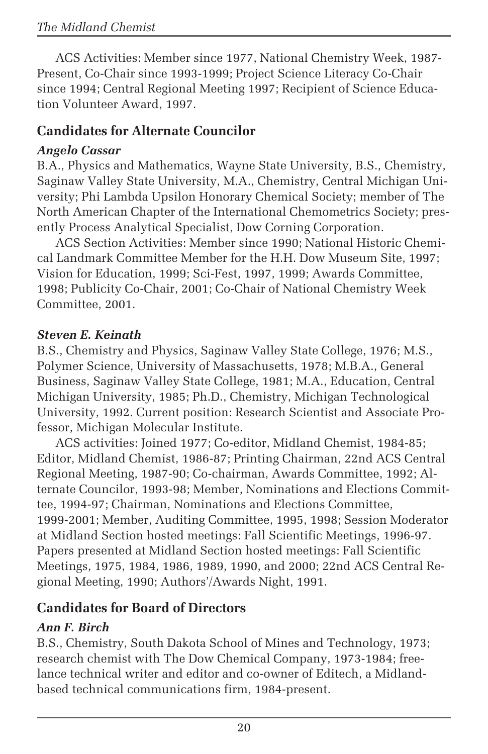ACS Activities: Member since 1977, National Chemistry Week, 1987-Present, Co-Chair since 1993-1999; Project Science Literacy Co-Chair since 1994; Central Regional Meeting 1997; Recipient of Science Education Volunteer Award, 1997.

## Candidates for Alternate Councilor

### *Angelo Cassar*

B.A., Physics and Mathematics, Wayne State University, B.S., Chemistry, Saginaw Valley State University, M.A., Chemistry, Central Michigan University; Phi Lambda Upsilon Honorary Chemical Society; member of The North American Chapter of the International Chemometrics Society; presently Process Analytical Specialist, Dow Corning Corporation.

ACS Section Activities: Member since 1990; National Historic Chemical Landmark Committee Member for the H.H. Dow Museum Site, 1997; Vision for Education, 1999; Sci-Fest, 1997, 1999; Awards Committee, 1998; Publicity Co-Chair, 2001; Co-Chair of National Chemistry Week Committee, 2001.

### *Steven E. Keinath*

B.S., Chemistry and Physics, Saginaw Valley State College, 1976; M.S., Polymer Science, University of Massachusetts, 1978; M.B.A., General Business, Saginaw Valley State College, 1981; M.A., Education, Central Michigan University, 1985; Ph.D., Chemistry, Michigan Technological University, 1992. Current position: Research Scientist and Associate Professor, Michigan Molecular Institute.

ACS activities: Joined 1977; Co-editor, Midland Chemist, 1984-85; Editor, Midland Chemist, 1986-87; Printing Chairman, 22nd ACS Central Regional Meeting, 1987-90; Co-chairman, Awards Committee, 1992; Alternate Councilor, 1993-98; Member, Nominations and Elections Committee, 1994-97; Chairman, Nominations and Elections Committee, 1999-2001; Member, Auditing Committee, 1995, 1998; Session Moderator at Midland Section hosted meetings: Fall Scientific Meetings, 1996-97. Papers presented at Midland Section hosted meetings: Fall Scientific Meetings, 1975, 1984, 1986, 1989, 1990, and 2000; 22nd ACS Central Regional Meeting, 1990; Authors'/Awards Night, 1991.

## Candidates for Board of Directors

### *Ann F. Birch*

B.S., Chemistry, South Dakota School of Mines and Technology, 1973; research chemist with The Dow Chemical Company, 1973-1984; freelance technical writer and editor and co-owner of Editech, a Midland-based technical communications firm, 1984-present.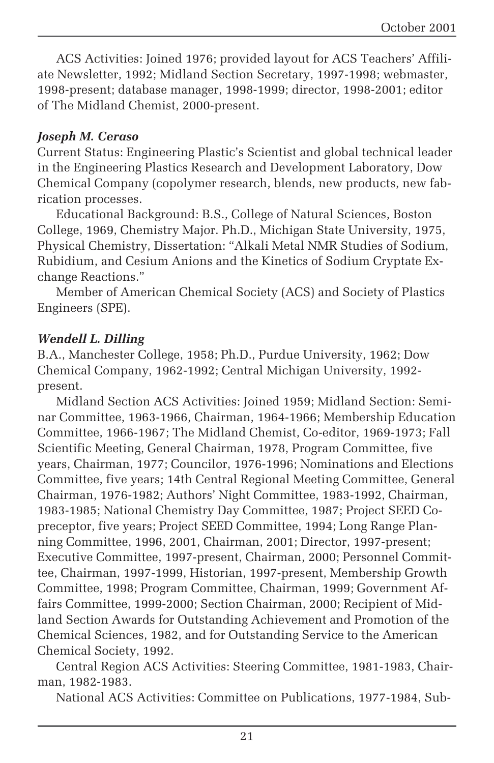ACS Activities: Joined 1976; provided layout for ACS Teachers' Affiliate Newsletter, 1992; Midland Section Secretary, 1997-1998; webmaster, 1998-present; database manager, 1998-1999; director, 1998-2001; editor of The Midland Chemist, 2000-present.

### *Joseph M. Ceraso*

Current Status: Engineering Plastic's Scientist and global technical leader in the Engineering Plastics Research and Development Laboratory, Dow Chemical Company (copolymer research, blends, new products, new fabrication processes.

Educational Background: B.S., College of Natural Sciences, Boston College, 1969, Chemistry Major. Ph.D., Michigan State University, 1975, Physical Chemistry, Dissertation: "Alkali Metal NMR Studies of Sodium, Rubidium, and Cesium Anions and the Kinetics of Sodium Cryptate Exchange Reactions."

Member of American Chemical Society (ACS) and Society of Plastics Engineers (SPE).

### *Wendell L. Dilling*

B.A., Manchester College, 1958; Ph.D., Purdue University, 1962; Dow Chemical Company, 1962-1992; Central Michigan University, 1992-present.

Midland Section ACS Activities: Joined 1959; Midland Section: Seminar Committee, 1963-1966, Chairman, 1964-1966; Membership Education Committee, 1966-1967; The Midland Chemist, Co-editor, 1969-1973; Fall Scientific Meeting, General Chairman, 1978, Program Committee, five years, Chairman, 1977; Councilor, 1976-1996; Nominations and Elections Committee, five years; 14th Central Regional Meeting Committee, General Chairman, 1976-1982; Authors' Night Committee, 1983-1992, Chairman, 1983-1985; National Chemistry Day Committee, 1987; Project SEED Copreceptor, five years; Project SEED Committee, 1994; Long Range Planning Committee, 1996, 2001, Chairman, 2001; Director, 1997-present; Executive Committee, 1997-present, Chairman, 2000; Personnel Committee, Chairman, 1997-1999, Historian, 1997-present, Membership Growth Committee, 1998; Program Committee, Chairman, 1999; Government Affairs Committee, 1999-2000; Section Chairman, 2000; Recipient of Midland Section Awards for Outstanding Achievement and Promotion of the Chemical Sciences, 1982, and for Outstanding Service to the American Chemical Society, 1992.

Central Region ACS Activities: Steering Committee, 1981-1983, Chairman, 1982-1983.

National ACS Activities: Committee on Publications, 1977-1984, Sub-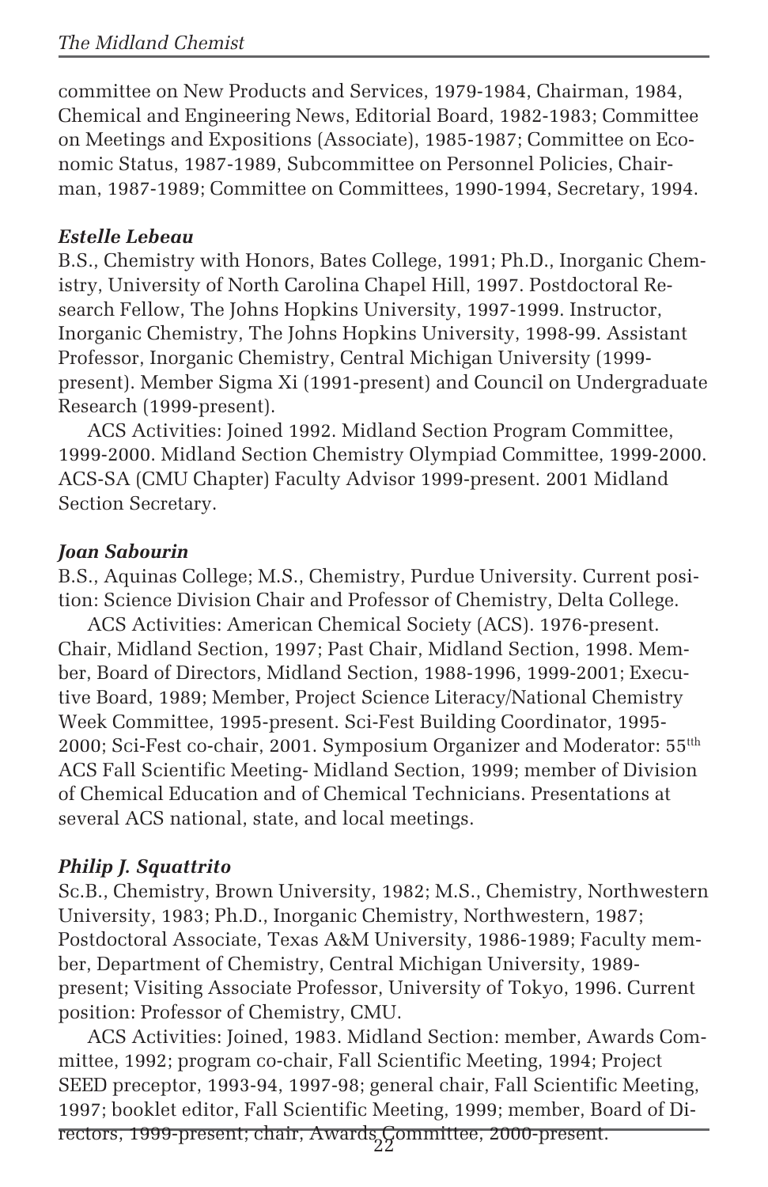committee on New Products and Services, 1979-1984, Chairman, 1984, Chemical and Engineering News, Editorial Board, 1982-1983; Committee on Meetings and Expositions (Associate), 1985-1987; Committee on Economic Status, 1987-1989, Subcommittee on Personnel Policies, Chairman, 1987-1989; Committee on Committees, 1990-1994, Secretary, 1994.

***Estelle Lebeau***

B.S., Chemistry with Honors, Bates College, 1991; Ph.D., Inorganic Chemistry, University of North Carolina Chapel Hill, 1997. Postdoctoral Research Fellow, The Johns Hopkins University, 1997-1999. Instructor, Inorganic Chemistry, The Johns Hopkins University, 1998-99. Assistant Professor, Inorganic Chemistry, Central Michigan University (1999-present). Member Sigma Xi (1991-present) and Council on Undergraduate Research (1999-present).

ACS Activities: Joined 1992. Midland Section Program Committee, 1999-2000. Midland Section Chemistry Olympiad Committee, 1999-2000. ACS-SA (CMU Chapter) Faculty Advisor 1999-present. 2001 Midland Section Secretary.

***Joan Sabourin***

B.S., Aquinas College; M.S., Chemistry, Purdue University. Current position: Science Division Chair and Professor of Chemistry, Delta College.

ACS Activities: American Chemical Society (ACS). 1976-present. Chair, Midland Section, 1997; Past Chair, Midland Section, 1998. Member, Board of Directors, Midland Section, 1988-1996, 1999-2001; Executive Board, 1989; Member, Project Science Literacy/National Chemistry Week Committee, 1995-present. Sci-Fest Building Coordinator, 1995-2000; Sci-Fest co-chair, 2001. Symposium Organizer and Moderator: 55[tth] ACS Fall Scientific Meeting- Midland Section, 1999; member of Division of Chemical Education and of Chemical Technicians. Presentations at several ACS national, state, and local meetings.

***Philip J. Squattrito***

Sc.B., Chemistry, Brown University, 1982; M.S., Chemistry, Northwestern University, 1983; Ph.D., Inorganic Chemistry, Northwestern, 1987; Postdoctoral Associate, Texas A&M University, 1986-1989; Faculty member, Department of Chemistry, Central Michigan University, 1989-present; Visiting Associate Professor, University of Tokyo, 1996. Current position: Professor of Chemistry, CMU.

ACS Activities: Joined, 1983. Midland Section: member, Awards Committee, 1992; program co-chair, Fall Scientific Meeting, 1994; Project SEED preceptor, 1993-94, 1997-98; general chair, Fall Scientific Meeting, 1997; booklet editor, Fall Scientific Meeting, 1999; member, Board of Directors, 1999-present; chair, Awards Committee, 2000-present.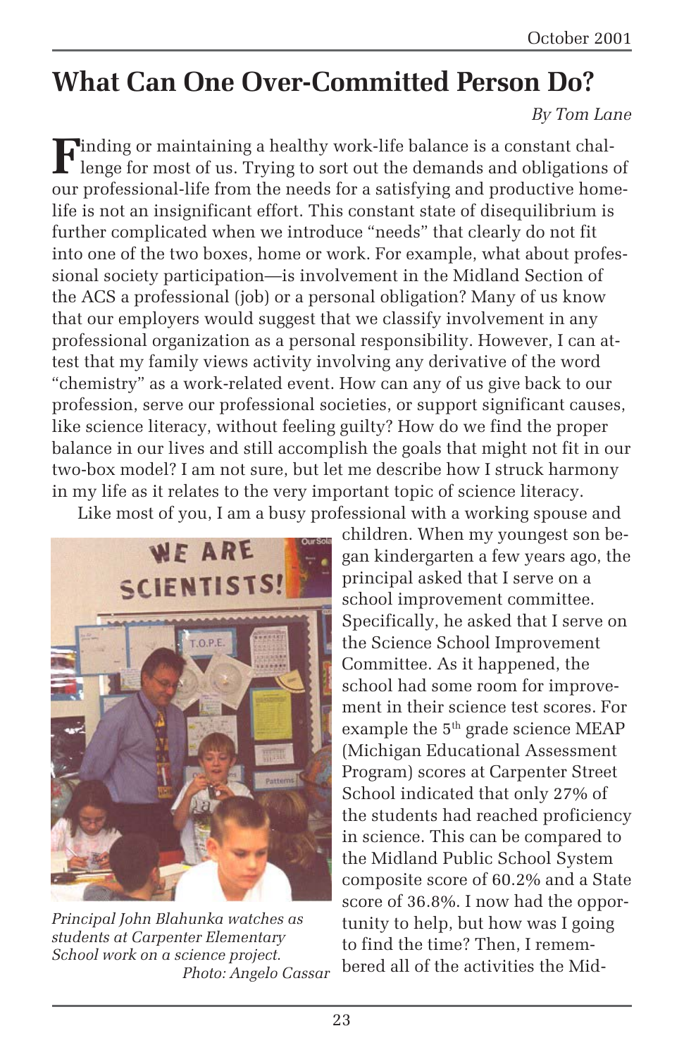# What Can One Over-Committed Person Do?

*By Tom Lane*

Finding or maintaining a healthy work-life balance is a constant challenge for most of us. Trying to sort out the demands and obligations of our professional-life from the needs for a satisfying and productive home-life is not an insignificant effort. This constant state of disequilibrium is further complicated when we introduce "needs" that clearly do not fit into one of the two boxes, home or work. For example, what about professional society participation—is involvement in the Midland Section of the ACS a professional (job) or a personal obligation? Many of us know that our employers would suggest that we classify involvement in any professional organization as a personal responsibility. However, I can attest that my family views activity involving any derivative of the word "chemistry" as a work-related event. How can any of us give back to our profession, serve our professional societies, or support significant causes, like science literacy, without feeling guilty? How do we find the proper balance in our lives and still accomplish the goals that might not fit in our two-box model? I am not sure, but let me describe how I struck harmony in my life as it relates to the very important topic of science literacy.

Like most of you, I am a busy professional with a working spouse and children. When my youngest son began kindergarten a few years ago, the principal asked that I serve on a school improvement committee. Specifically, he asked that I serve on the Science School Improvement Committee. As it happened, the school had some room for improvement in their science test scores. For example the 5th grade science MEAP (Michigan Educational Assessment Program) scores at Carpenter Street School indicated that only 27% of the students had reached proficiency in science. This can be compared to the Midland Public School System composite score of 60.2% and a State score of 36.8%. I now had the opportunity to help, but how was I going to find the time? Then, I remembered all of the activities the Mid-

*Principal John Blahunka watches as students at Carpenter Elementary School work on a science project.*
*Photo: Angelo Cassar*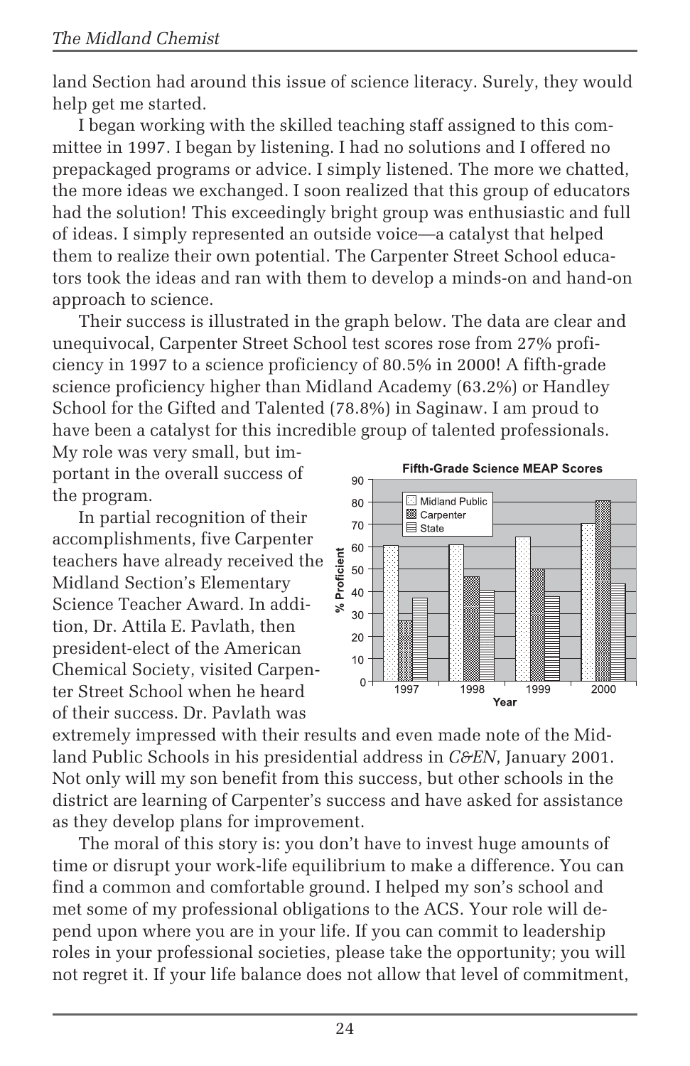land Section had around this issue of science literacy. Surely, they would help get me started.

I began working with the skilled teaching staff assigned to this committee in 1997. I began by listening. I had no solutions and I offered no prepackaged programs or advice. I simply listened. The more we chatted, the more ideas we exchanged. I soon realized that this group of educators had the solution! This exceedingly bright group was enthusiastic and full of ideas. I simply represented an outside voice—a catalyst that helped them to realize their own potential. The Carpenter Street School educators took the ideas and ran with them to develop a minds-on and hand-on approach to science.

Their success is illustrated in the graph below. The data are clear and unequivocal, Carpenter Street School test scores rose from 27% proficiency in 1997 to a science proficiency of 80.5% in 2000! A fifth-grade science proficiency higher than Midland Academy (63.2%) or Handley School for the Gifted and Talented (78.8%) in Saginaw. I am proud to have been a catalyst for this incredible group of talented professionals. My role was very small, but important in the overall success of the program.

**Fifth-Grade Science MEAP Scores**

| Year | Midland Public | Carpenter | State |
|---|---|---|---|
| 1997 | ~60 | ~27 | ~37 |
| 1998 | ~61 | ~47 | ~41 |
| 1999 | ~64 | ~50 | ~38 |
| 2000 | ~70 | ~80.5 | ~43 |

In partial recognition of their accomplishments, five Carpenter teachers have already received the Midland Section's Elementary Science Teacher Award. In addition, Dr. Attila E. Pavlath, then president-elect of the American Chemical Society, visited Carpenter Street School when he heard of their success. Dr. Pavlath was extremely impressed with their results and even made note of the Midland Public Schools in his presidential address in *C&EN*, January 2001. Not only will my son benefit from this success, but other schools in the district are learning of Carpenter's success and have asked for assistance as they develop plans for improvement.

The moral of this story is: you don't have to invest huge amounts of time or disrupt your work-life equilibrium to make a difference. You can find a common and comfortable ground. I helped my son's school and met some of my professional obligations to the ACS. Your role will depend upon where you are in your life. If you can commit to leadership roles in your professional societies, please take the opportunity; you will not regret it. If your life balance does not allow that level of commitment,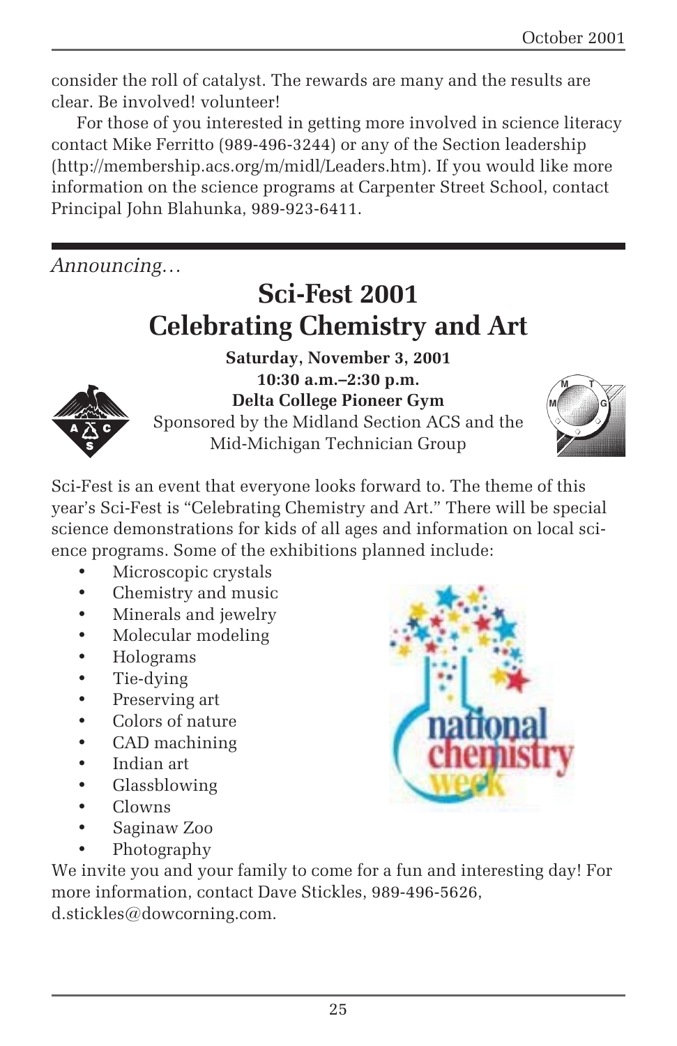consider the roll of catalyst. The rewards are many and the results are clear. Be involved! volunteer!

For those of you interested in getting more involved in science literacy contact Mike Ferritto (989-496-3244) or any of the Section leadership (http://membership.acs.org/m/midl/Leaders.htm). If you would like more information on the science programs at Carpenter Street School, contact Principal John Blahunka, 989-923-6411.

---

*Announcing…*

# Sci-Fest 2001
# Celebrating Chemistry and Art

**Saturday, November 3, 2001**
**10:30 a.m.–2:30 p.m.**
**Delta College Pioneer Gym**
Sponsored by the Midland Section ACS and the Mid-Michigan Technician Group

Sci-Fest is an event that everyone looks forward to. The theme of this year's Sci-Fest is "Celebrating Chemistry and Art." There will be special science demonstrations for kids of all ages and information on local science programs. Some of the exhibitions planned include:

- Microscopic crystals
- Chemistry and music
- Minerals and jewelry
- Molecular modeling
- Holograms
- Tie-dying
- Preserving art
- Colors of nature
- CAD machining
- Indian art
- Glassblowing
- Clowns
- Saginaw Zoo
- Photography

We invite you and your family to come for a fun and interesting day! For more information, contact Dave Stickles, 989-496-5626, d.stickles@dowcorning.com.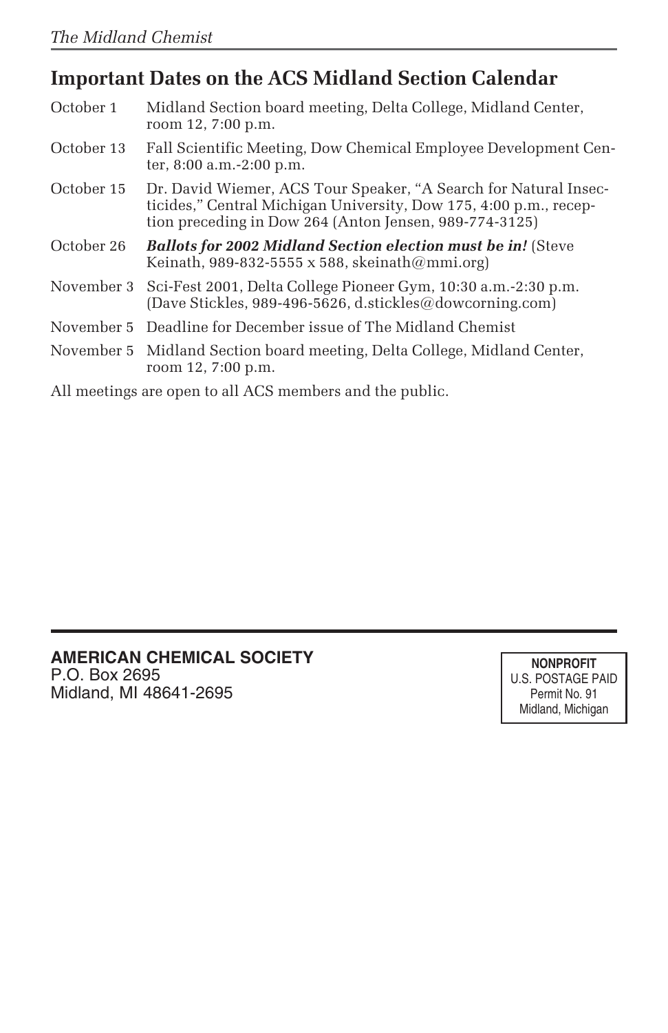## Important Dates on the ACS Midland Section Calendar

| | |
|---|---|
| October 1 | Midland Section board meeting, Delta College, Midland Center, room 12, 7:00 p.m. |
| October 13 | Fall Scientific Meeting, Dow Chemical Employee Development Center, 8:00 a.m.-2:00 p.m. |
| October 15 | Dr. David Wiemer, ACS Tour Speaker, "A Search for Natural Insecticides," Central Michigan University, Dow 175, 4:00 p.m., reception preceding in Dow 264 (Anton Jensen, 989-774-3125) |
| October 26 | ***Ballots for 2002 Midland Section election must be in!*** (Steve Keinath, 989-832-5555 x 588, skeinath@mmi.org) |
| November 3 | Sci-Fest 2001, Delta College Pioneer Gym, 10:30 a.m.-2:30 p.m. (Dave Stickles, 989-496-5626, d.stickles@dowcorning.com) |
| November 5 | Deadline for December issue of The Midland Chemist |
| November 5 | Midland Section board meeting, Delta College, Midland Center, room 12, 7:00 p.m. |

All meetings are open to all ACS members and the public.

**AMERICAN CHEMICAL SOCIETY**
P.O. Box 2695
Midland, MI 48641-2695

**NONPROFIT**
U.S. POSTAGE PAID
Permit No. 91
Midland, Michigan